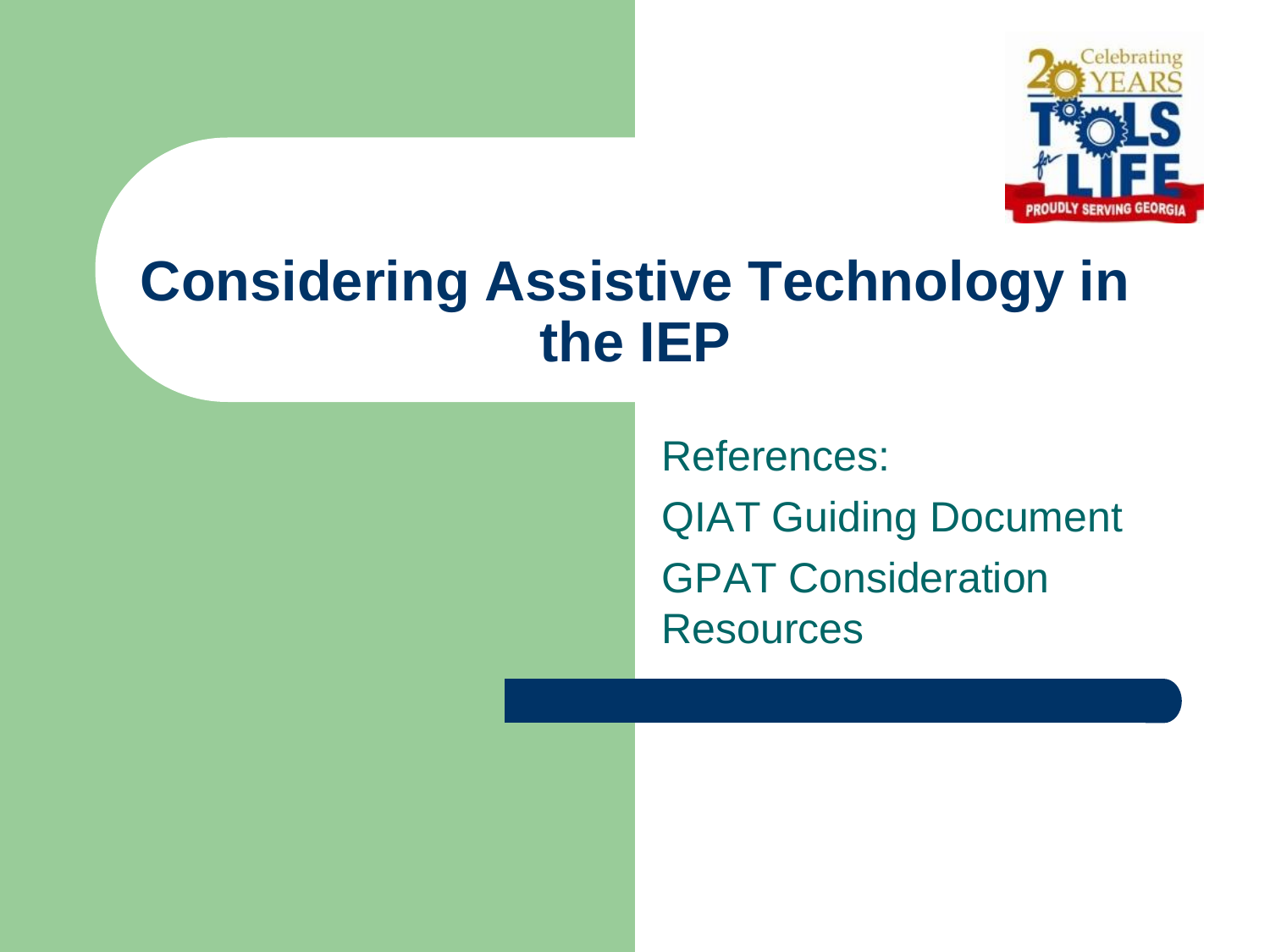# Considering Assistive Technology in the IEP

References:

QIAT Guiding Document

GPAT Consideration Resources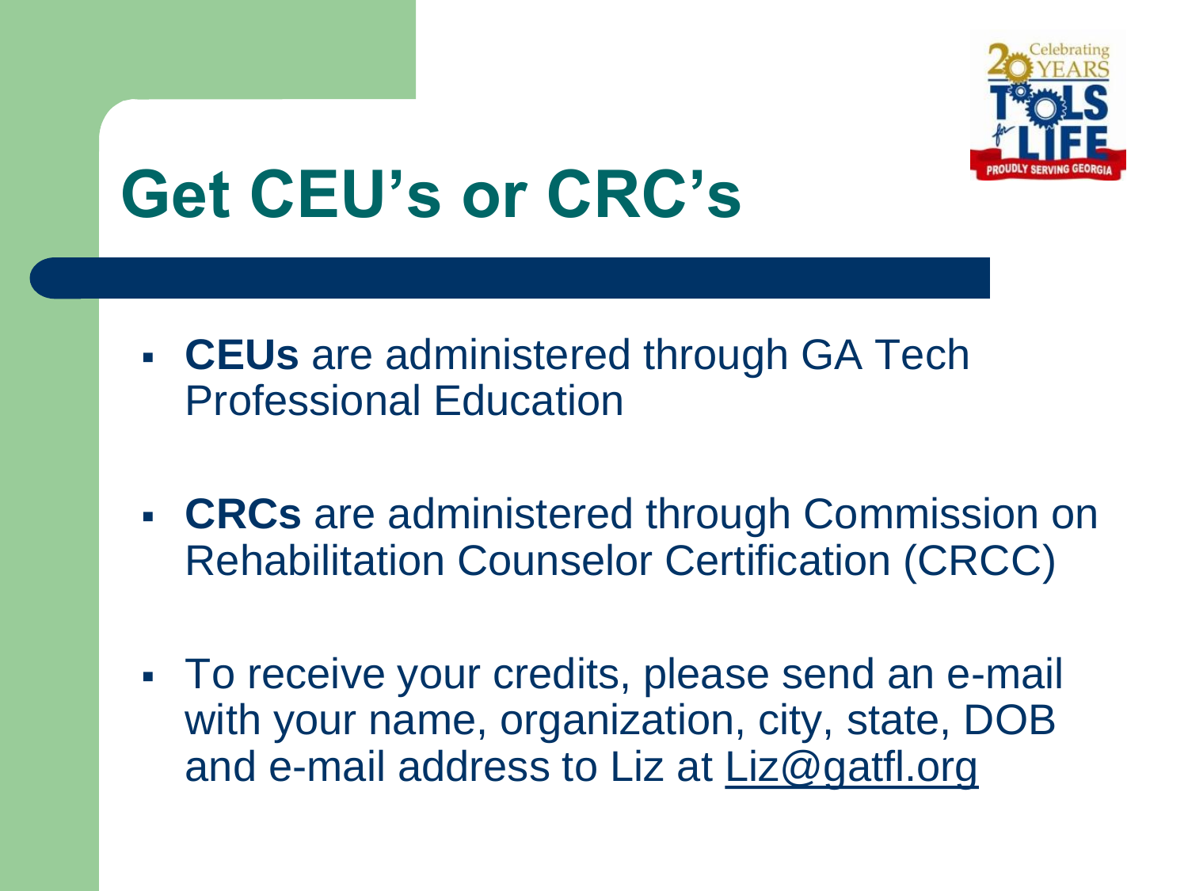# Get CEU's or CRC's

- **CEUs** are administered through GA Tech Professional Education
- **CRCs** are administered through Commission on Rehabilitation Counselor Certification (CRCC)
- To receive your credits, please send an e-mail with your name, organization, city, state, DOB and e-mail address to Liz at Liz@gatfl.org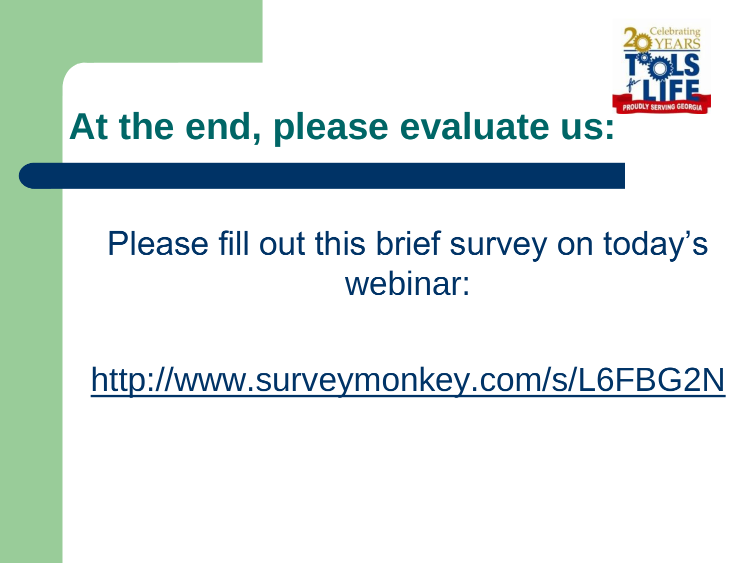# At the end, please evaluate us:

Please fill out this brief survey on today's webinar:

http://www.surveymonkey.com/s/L6FBG2N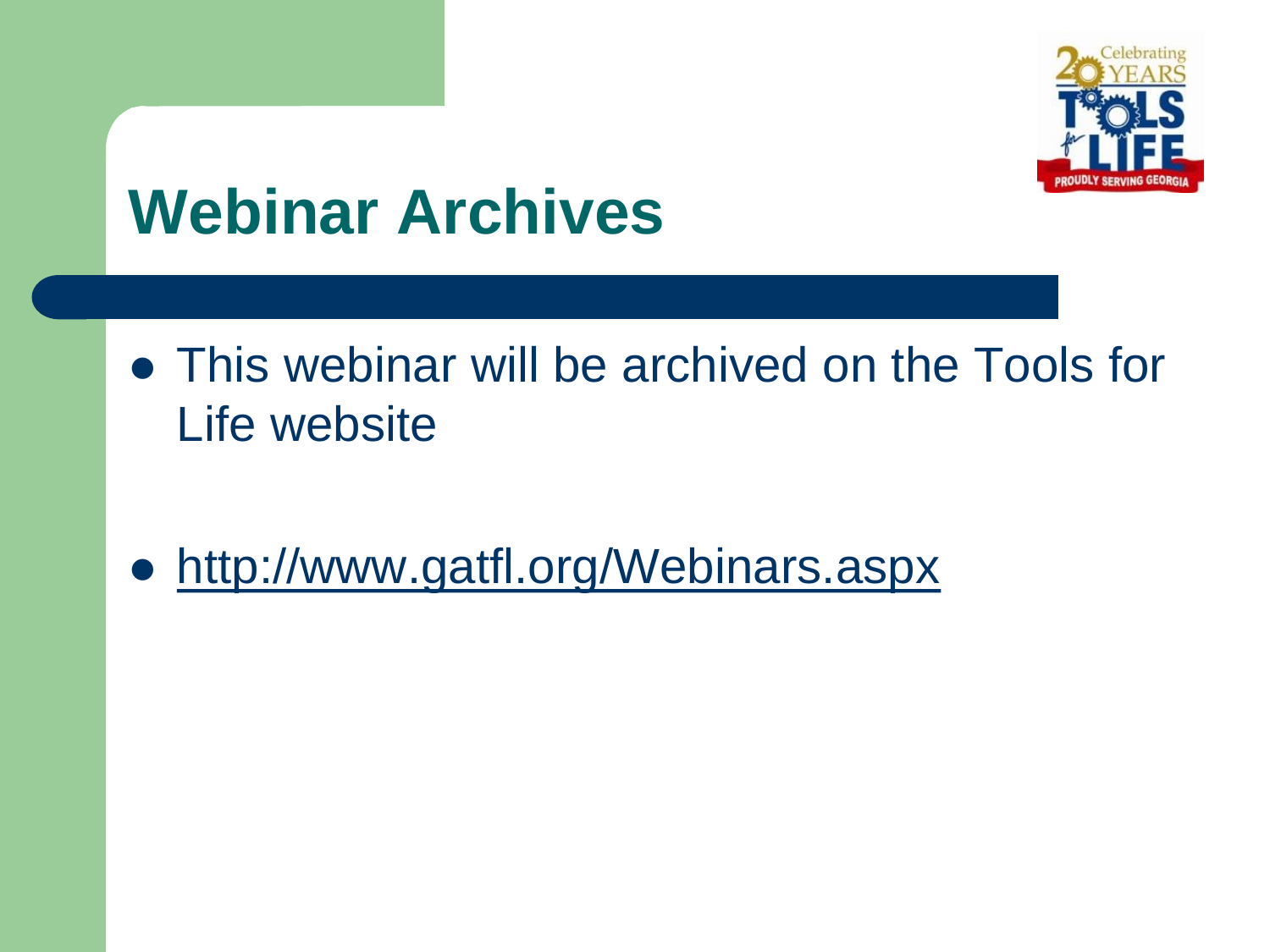# Webinar Archives

- This webinar will be archived on the Tools for Life website
- http://www.gatfl.org/Webinars.aspx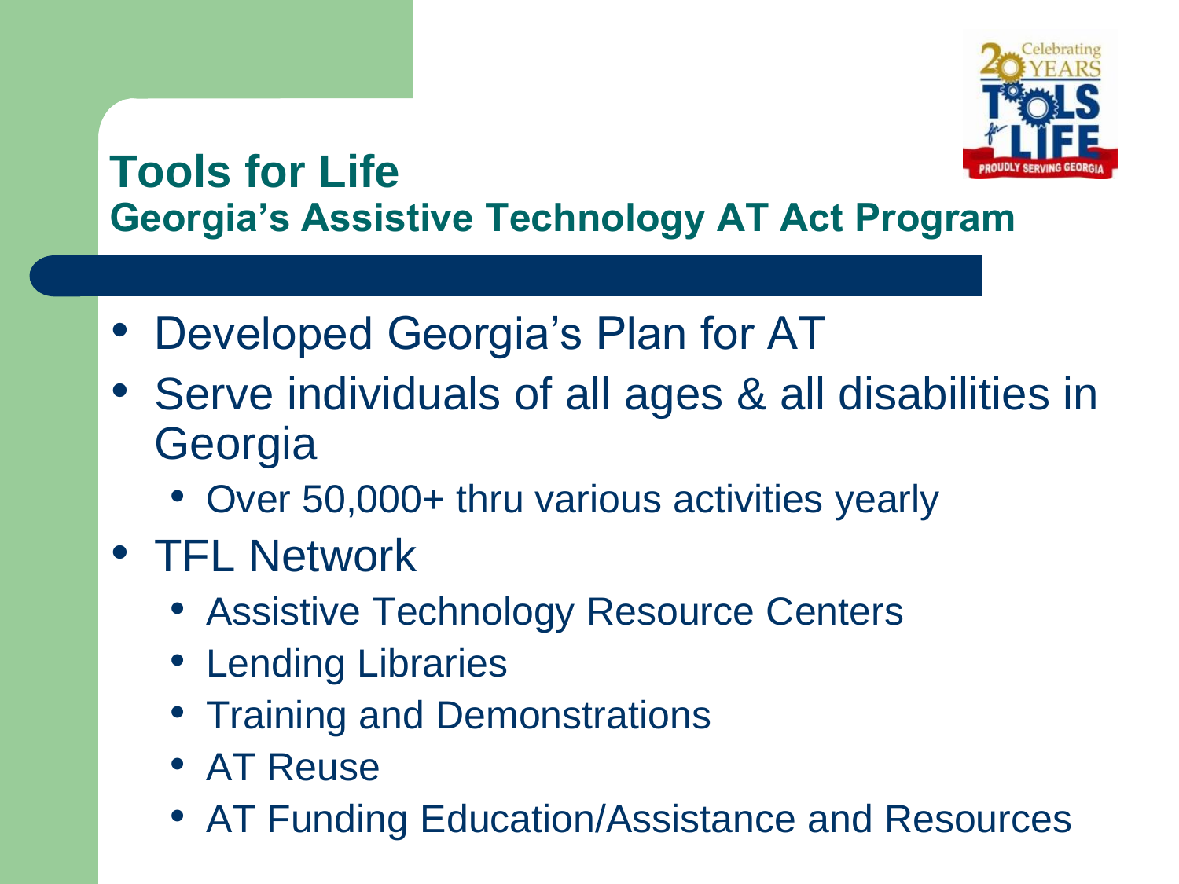# Tools for Life

## Georgia's Assistive Technology AT Act Program

- Developed Georgia's Plan for AT
- Serve individuals of all ages & all disabilities in Georgia
  - Over 50,000+ thru various activities yearly
- TFL Network
  - Assistive Technology Resource Centers
  - Lending Libraries
  - Training and Demonstrations
  - AT Reuse
  - AT Funding Education/Assistance and Resources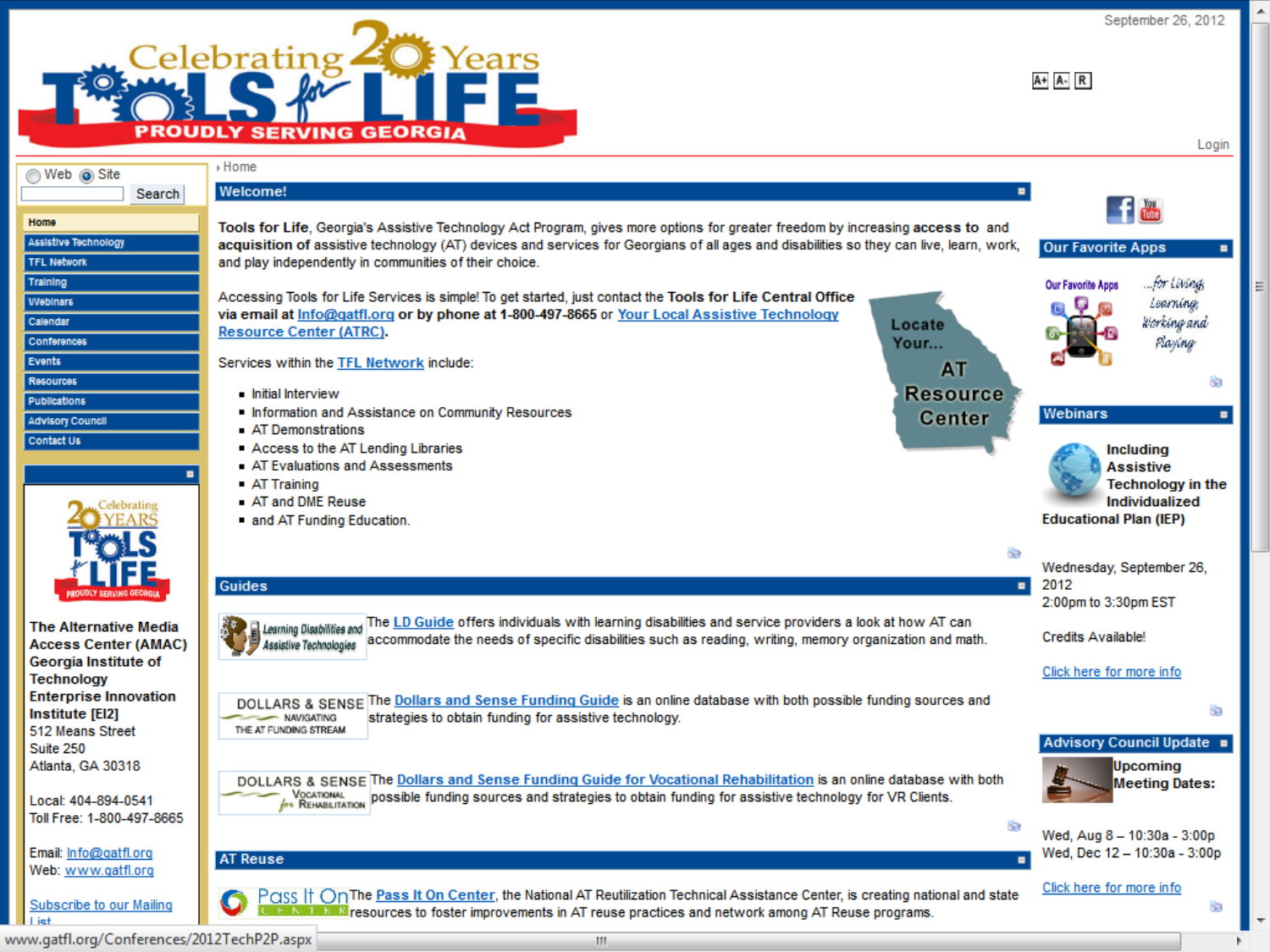September 26, 2012

A+ A- R

Login

Web Site Search

- Home
- Assistive Technology
- TFL Network
- Training
- Webinars
- Calendar
- Conferences
- Events
- Resources
- Publications
- Advisory Council
- Contact Us

**The Alternative Media Access Center (AMAC) Georgia Institute of Technology Enterprise Innovation Institute [EI2]**
512 Means Street
Suite 250
Atlanta, GA 30318

Local: 404-894-0541
Toll Free: 1-800-497-8665

Email: Info@gatfl.org
Web: www.gatfl.org

Subscribe to our Mailing List

Home

## Welcome!

**Tools for Life**, Georgia's Assistive Technology Act Program, gives more options for greater freedom by increasing **access to** and **acquisition of** assistive technology (AT) devices and services for Georgians of all ages and disabilities so they can live, learn, work, and play independently in communities of their choice.

Accessing Tools for Life Services is simple! To get started, just contact the **Tools for Life Central Office via email at** Info@gatfl.org **or by phone at 1-800-497-8665** or **Your Local Assistive Technology Resource Center (ATRC)**.

Locate Your... AT Resource Center

Services within the TFL Network include:

- Initial Interview
- Information and Assistance on Community Resources
- AT Demonstrations
- Access to the AT Lending Libraries
- AT Evaluations and Assessments
- AT Training
- AT and DME Reuse
- and AT Funding Education.

## Guides

The LD Guide offers individuals with learning disabilities and service providers a look at how AT can accommodate the needs of specific disabilities such as reading, writing, memory organization and math.

The Dollars and Sense Funding Guide is an online database with both possible funding sources and strategies to obtain funding for assistive technology.

The Dollars and Sense Funding Guide for Vocational Rehabilitation is an online database with both possible funding sources and strategies to obtain funding for assistive technology for VR Clients.

## AT Reuse

The Pass It On Center, the National AT Reutilization Technical Assistance Center, is creating national and state resources to foster improvements in AT reuse practices and network among AT Reuse programs.

## Our Favorite Apps

Our Favorite Apps ...for Living, Learning, Working and Playing

## Webinars

**Including Assistive Technology in the Individualized Educational Plan (IEP)**

Wednesday, September 26, 2012
2:00pm to 3:30pm EST

Credits Available!

Click here for more info

## Advisory Council Update

**Upcoming Meeting Dates:**

Wed, Aug 8 – 10:30a - 3:00p
Wed, Dec 12 – 10:30a - 3:00p

Click here for more info

www.gatfl.org/Conferences/2012TechP2P.aspx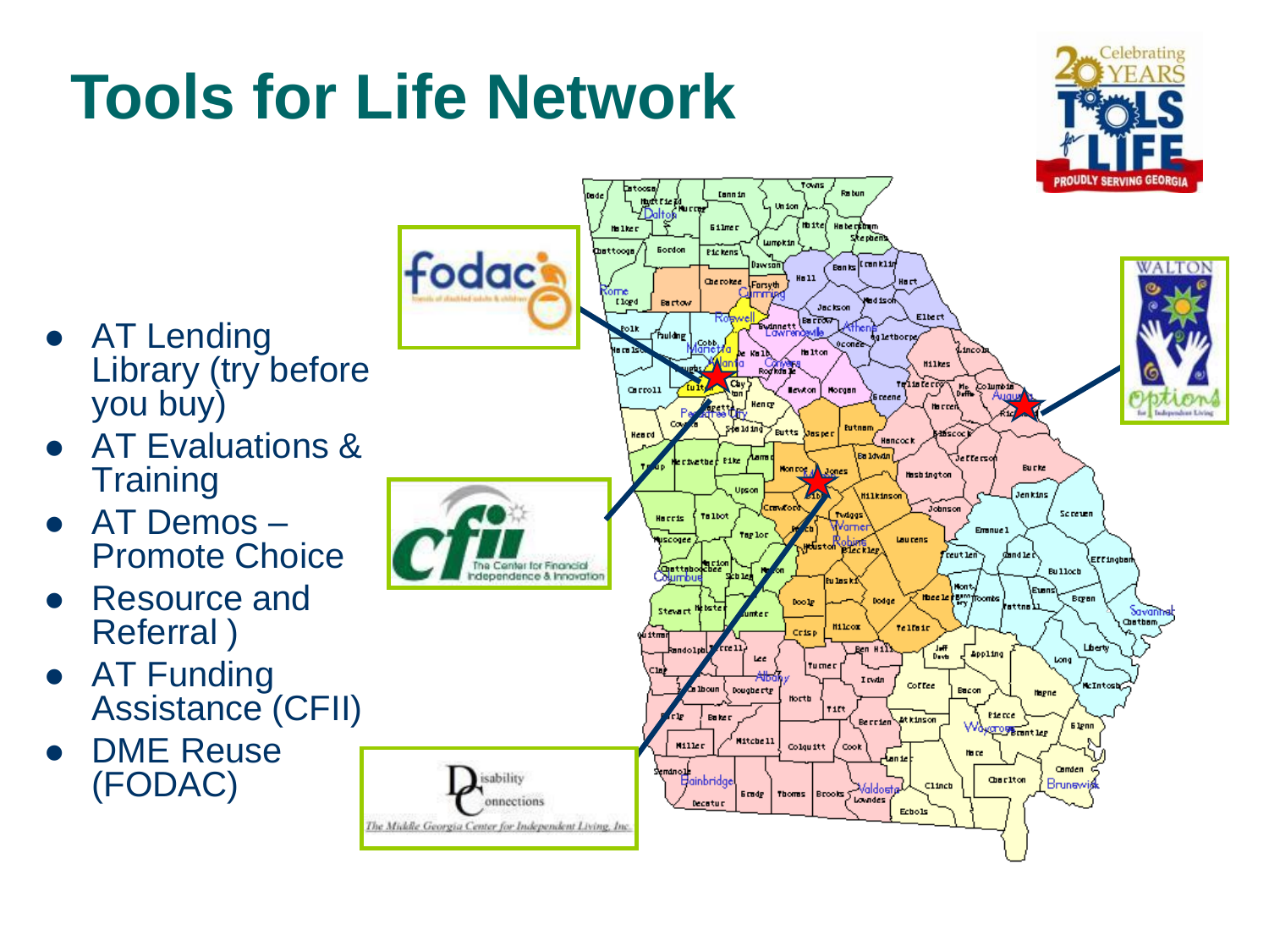# Tools for Life Network

- AT Lending Library (try before you buy)
- AT Evaluations & Training
- AT Demos – Promote Choice
- Resource and Referral )
- AT Funding Assistance (CFII)
- DME Reuse (FODAC)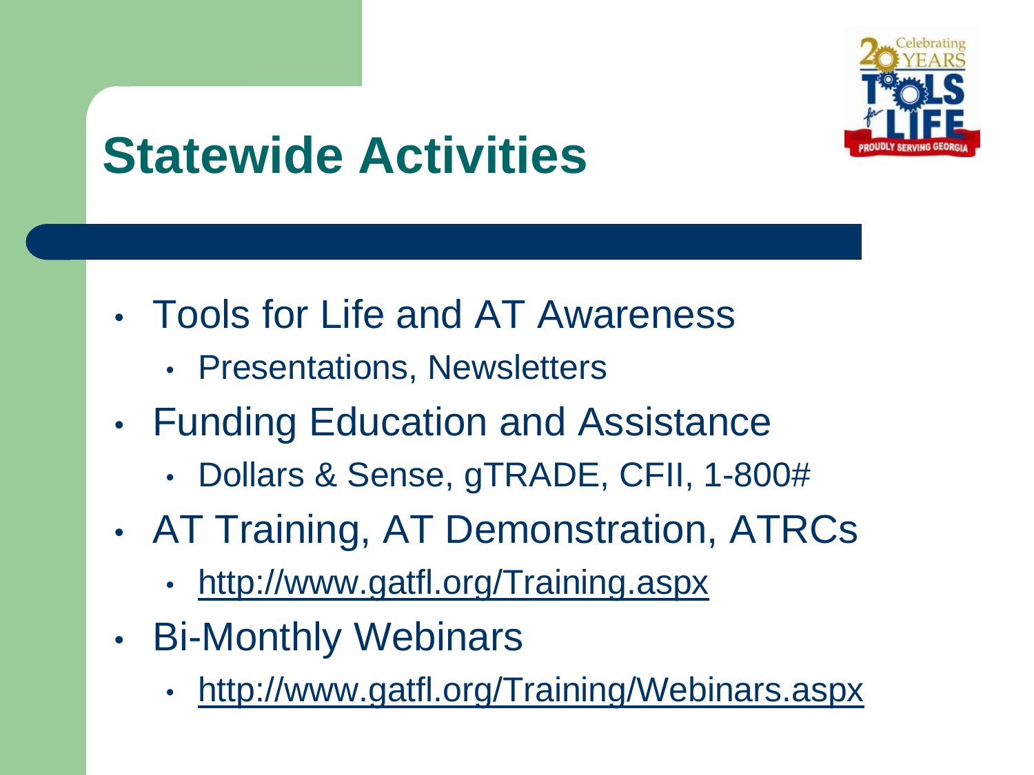# Statewide Activities

- Tools for Life and AT Awareness
  - Presentations, Newsletters
- Funding Education and Assistance
  - Dollars & Sense, gTRADE, CFII, 1-800#
- AT Training, AT Demonstration, ATRCs
  - http://www.gatfl.org/Training.aspx
- Bi-Monthly Webinars
  - http://www.gatfl.org/Training/Webinars.aspx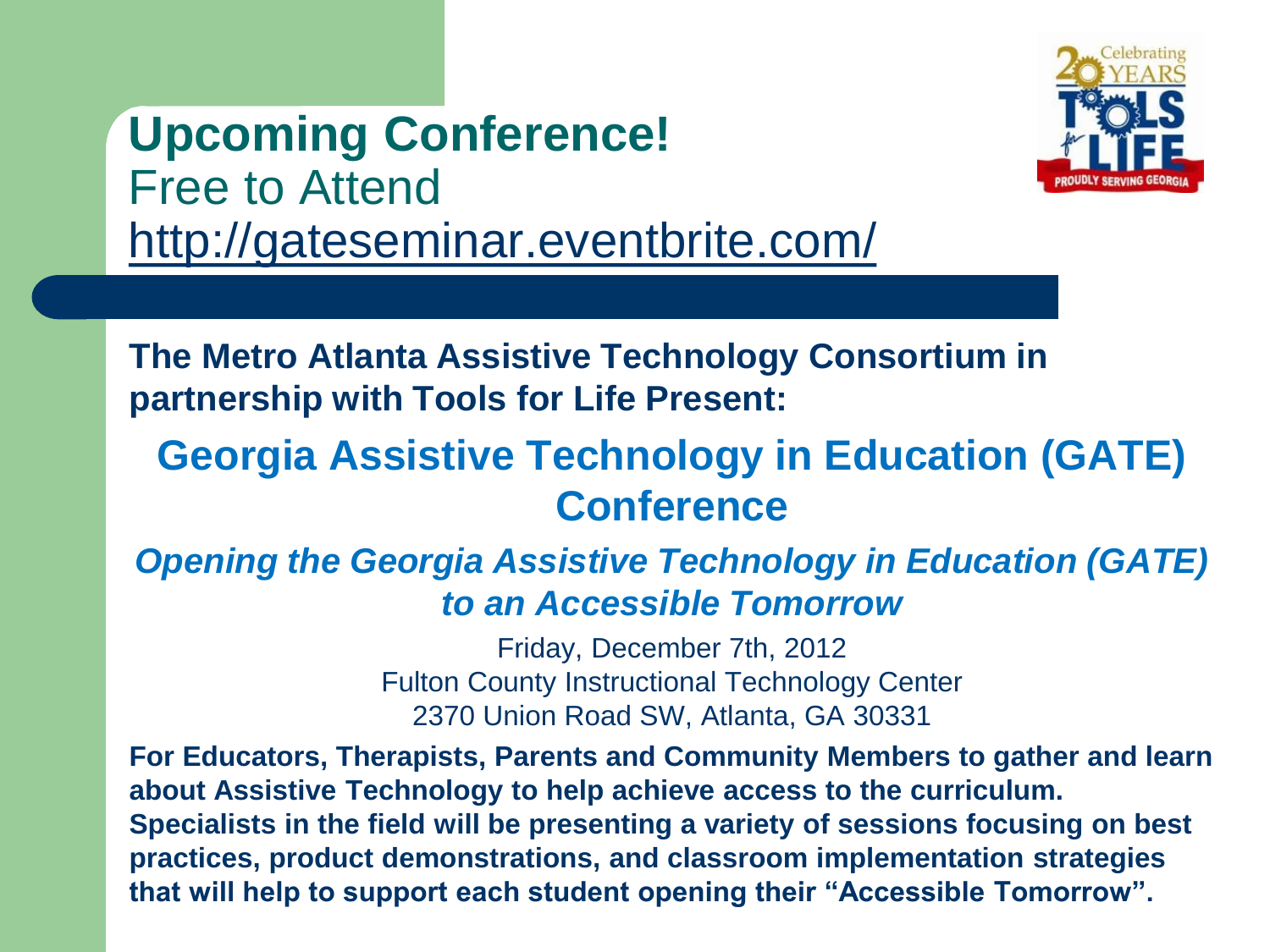# Upcoming Conference!

Free to Attend

http://gateseminar.eventbrite.com/

**The Metro Atlanta Assistive Technology Consortium in partnership with Tools for Life Present:**

## Georgia Assistive Technology in Education (GATE) Conference

***Opening the Georgia Assistive Technology in Education (GATE) to an Accessible Tomorrow***

Friday, December 7th, 2012
Fulton County Instructional Technology Center
2370 Union Road SW, Atlanta, GA 30331

**For Educators, Therapists, Parents and Community Members to gather and learn about Assistive Technology to help achieve access to the curriculum. Specialists in the field will be presenting a variety of sessions focusing on best practices, product demonstrations, and classroom implementation strategies that will help to support each student opening their "Accessible Tomorrow".**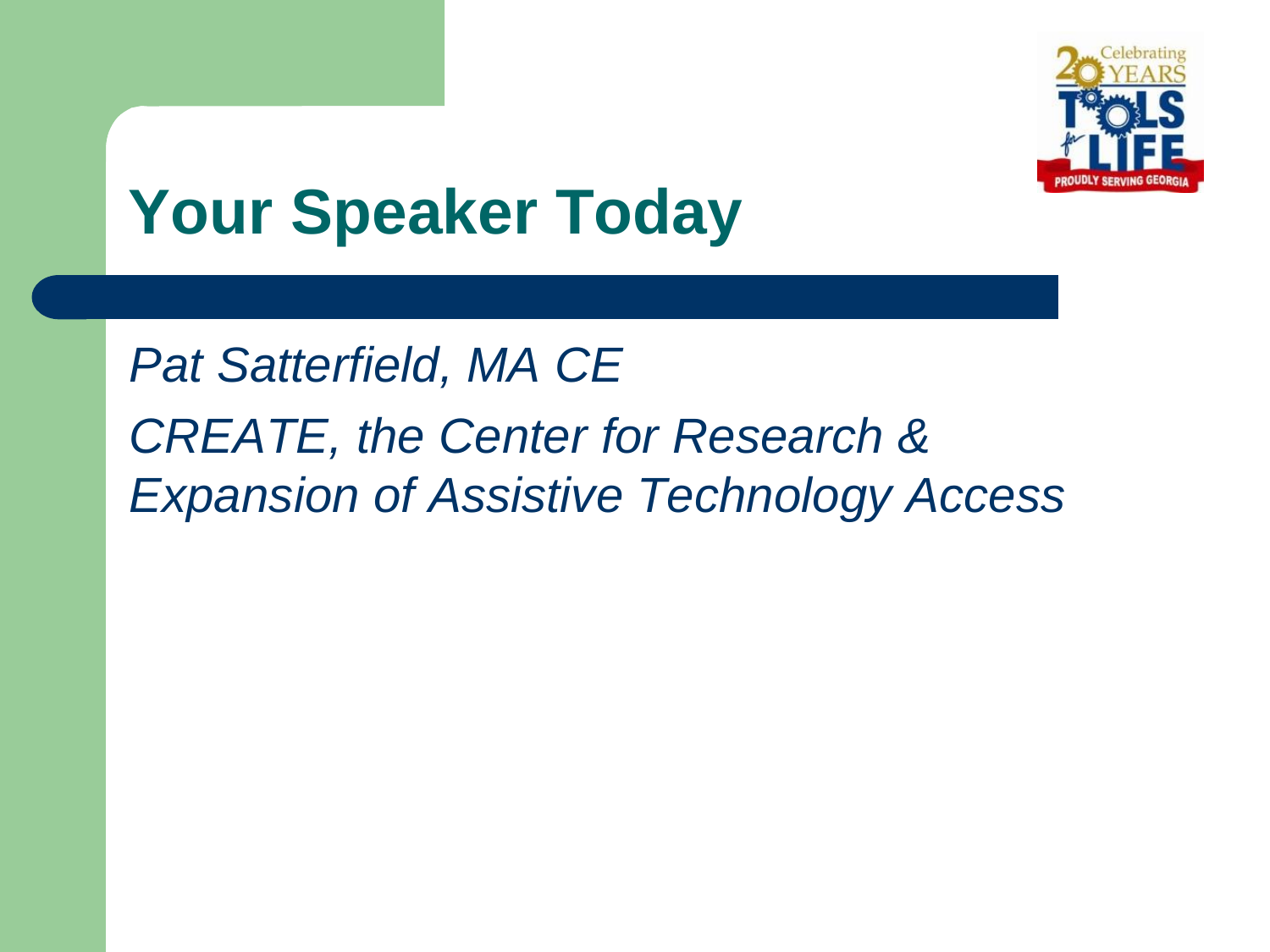# Your Speaker Today

*Pat Satterfield, MA CE*

*CREATE, the Center for Research & Expansion of Assistive Technology Access*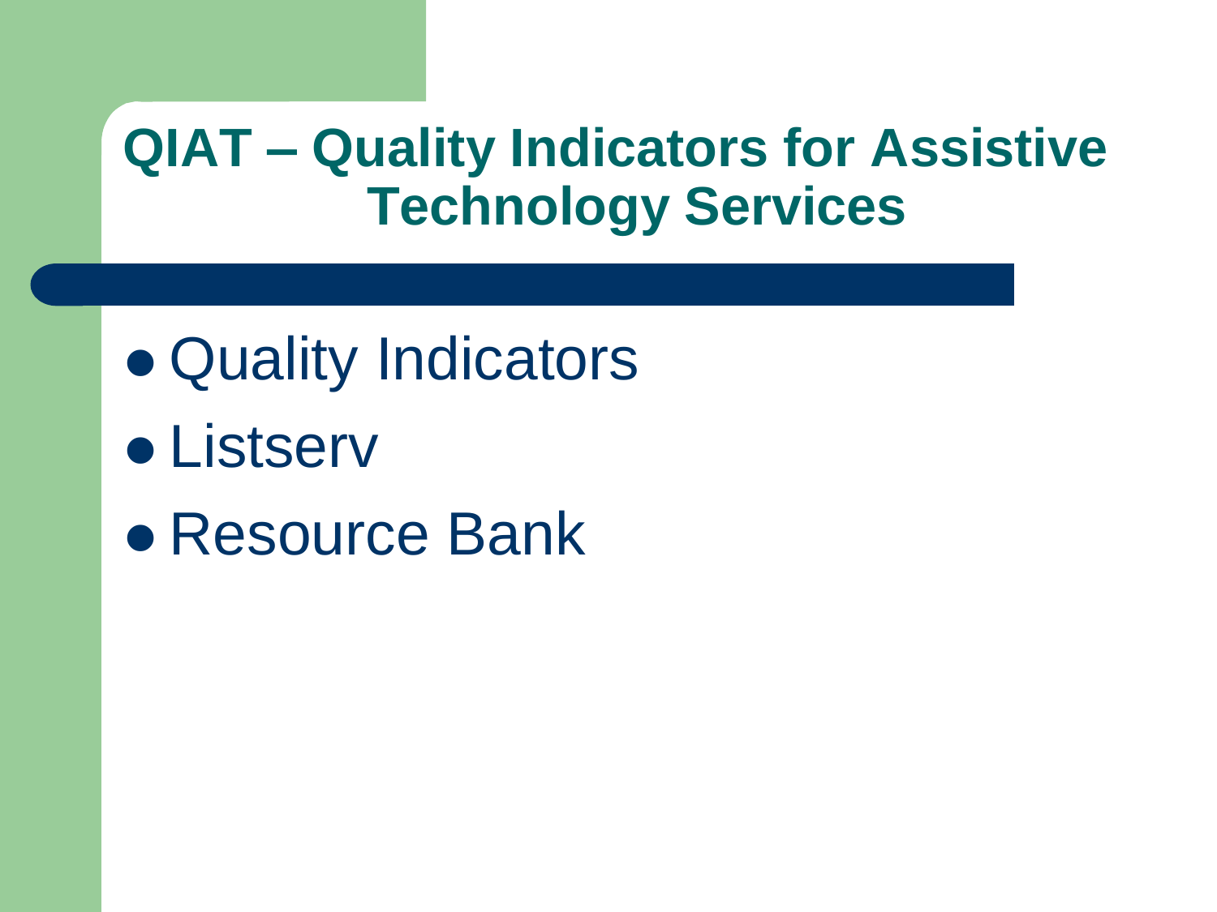# QIAT – Quality Indicators for Assistive Technology Services

- Quality Indicators
- Listserv
- Resource Bank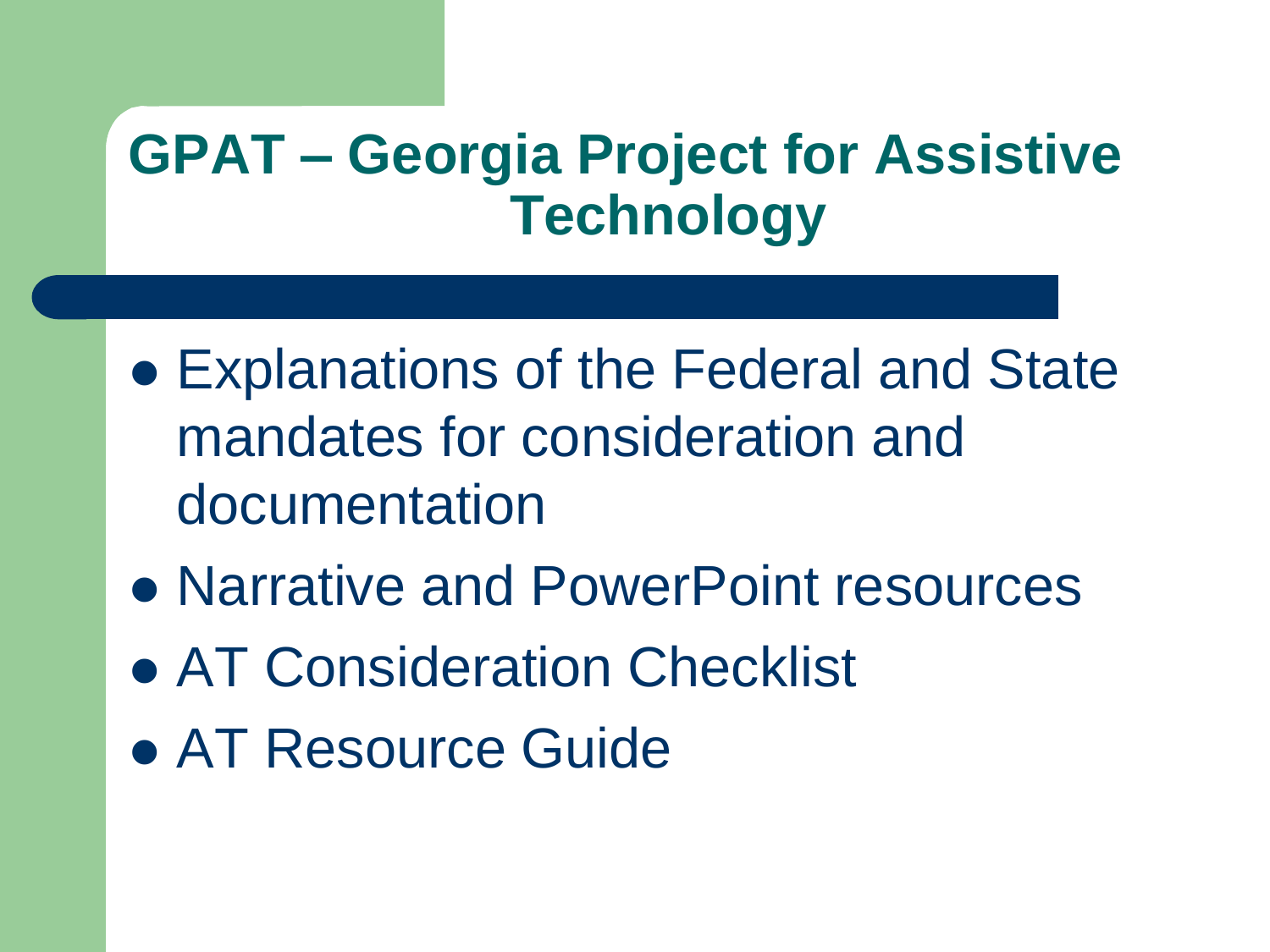# GPAT – Georgia Project for Assistive Technology

- Explanations of the Federal and State mandates for consideration and documentation
- Narrative and PowerPoint resources
- AT Consideration Checklist
- AT Resource Guide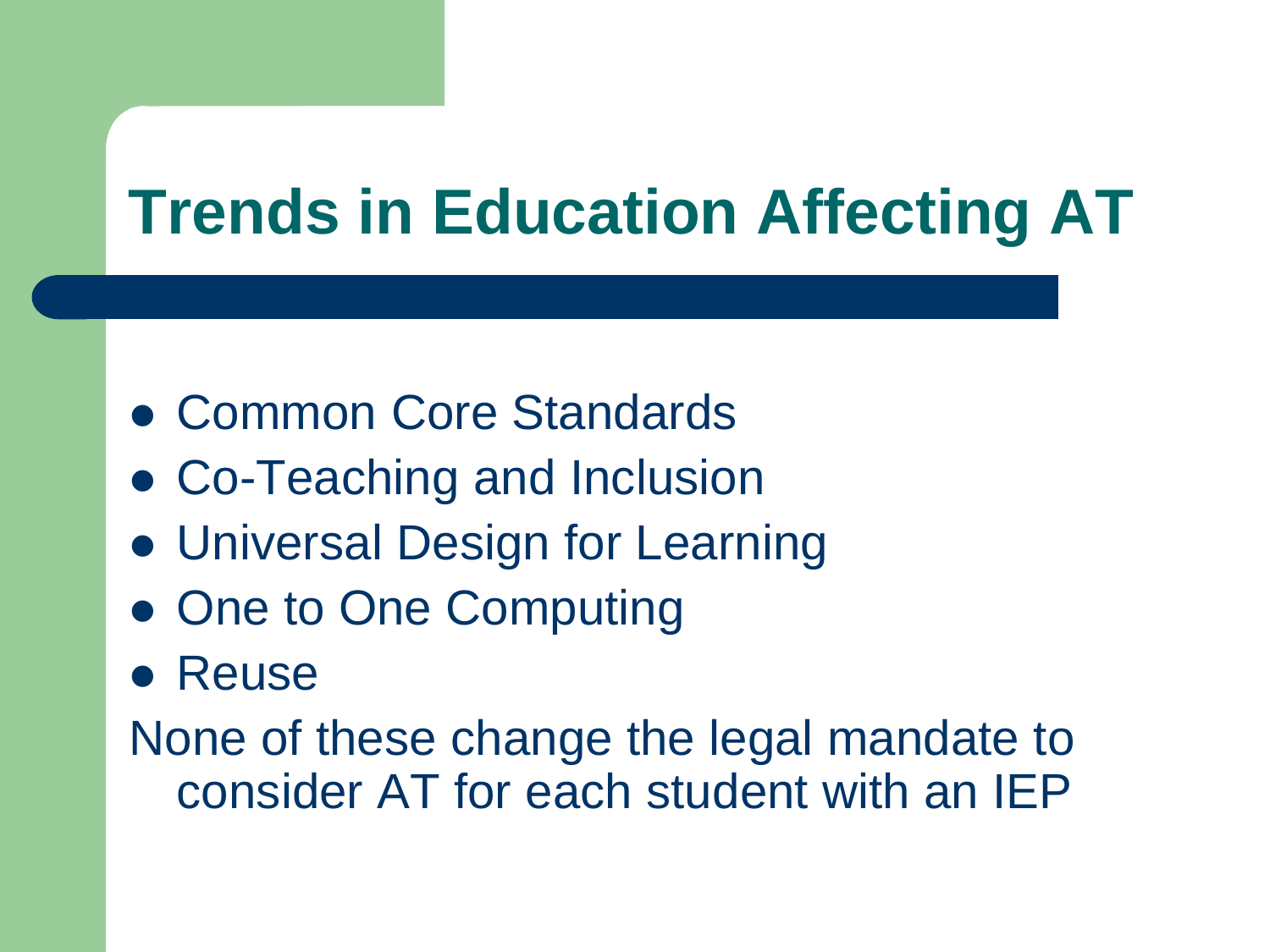# Trends in Education Affecting AT

- Common Core Standards
- Co-Teaching and Inclusion
- Universal Design for Learning
- One to One Computing
- Reuse

None of these change the legal mandate to consider AT for each student with an IEP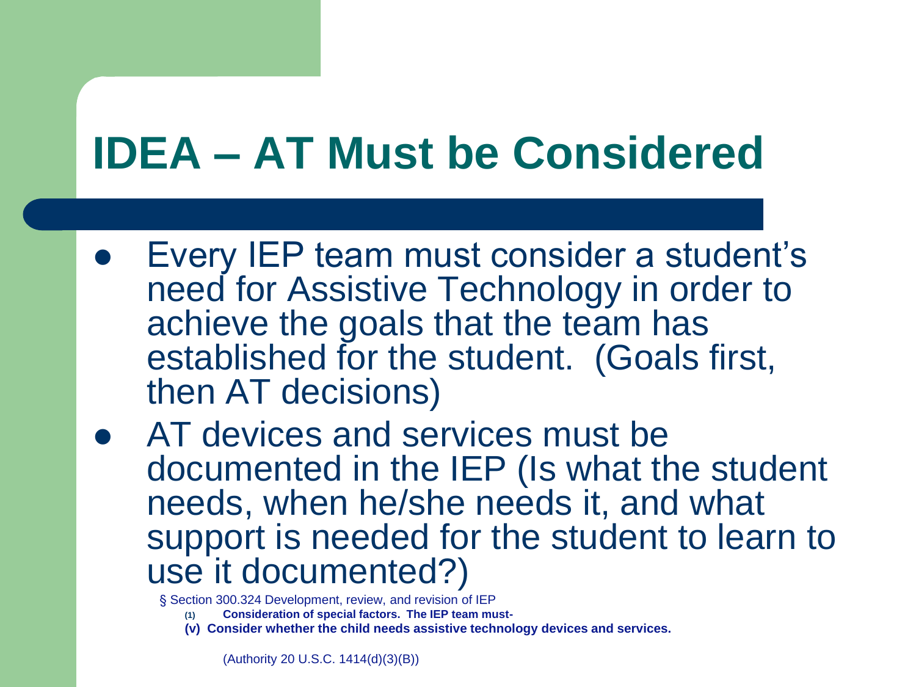# IDEA – AT Must be Considered

- Every IEP team must consider a student's need for Assistive Technology in order to achieve the goals that the team has established for the student. (Goals first, then AT decisions)
- AT devices and services must be documented in the IEP (Is what the student needs, when he/she needs it, and what support is needed for the student to learn to use it documented?)

§ Section 300.324 Development, review, and revision of IEP

**(1) Consideration of special factors. The IEP team must-**

**(v) Consider whether the child needs assistive technology devices and services.**

(Authority 20 U.S.C. 1414(d)(3)(B))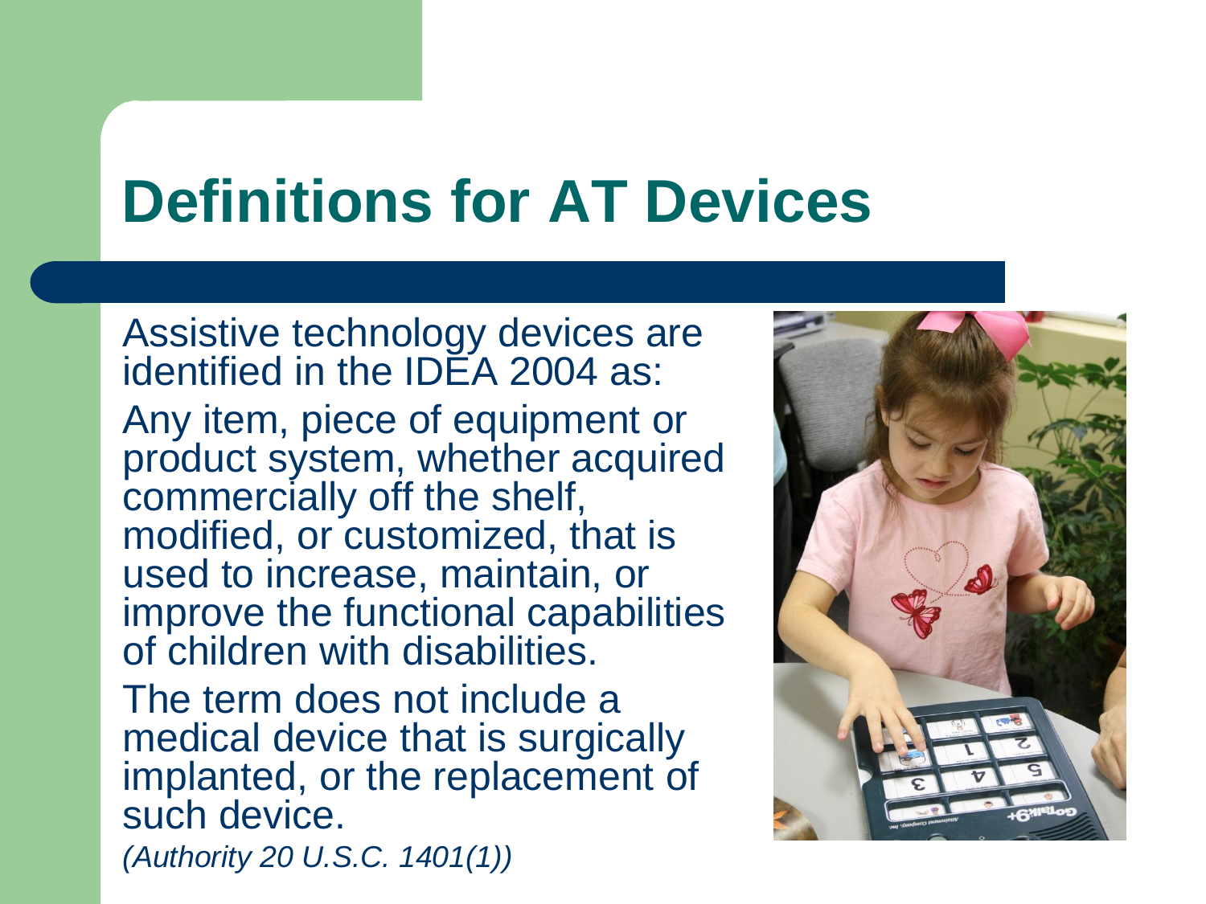# Definitions for AT Devices

Assistive technology devices are identified in the IDEA 2004 as:

Any item, piece of equipment or product system, whether acquired commercially off the shelf, modified, or customized, that is used to increase, maintain, or improve the functional capabilities of children with disabilities.

The term does not include a medical device that is surgically implanted, or the replacement of such device.

*(Authority 20 U.S.C. 1401(1))*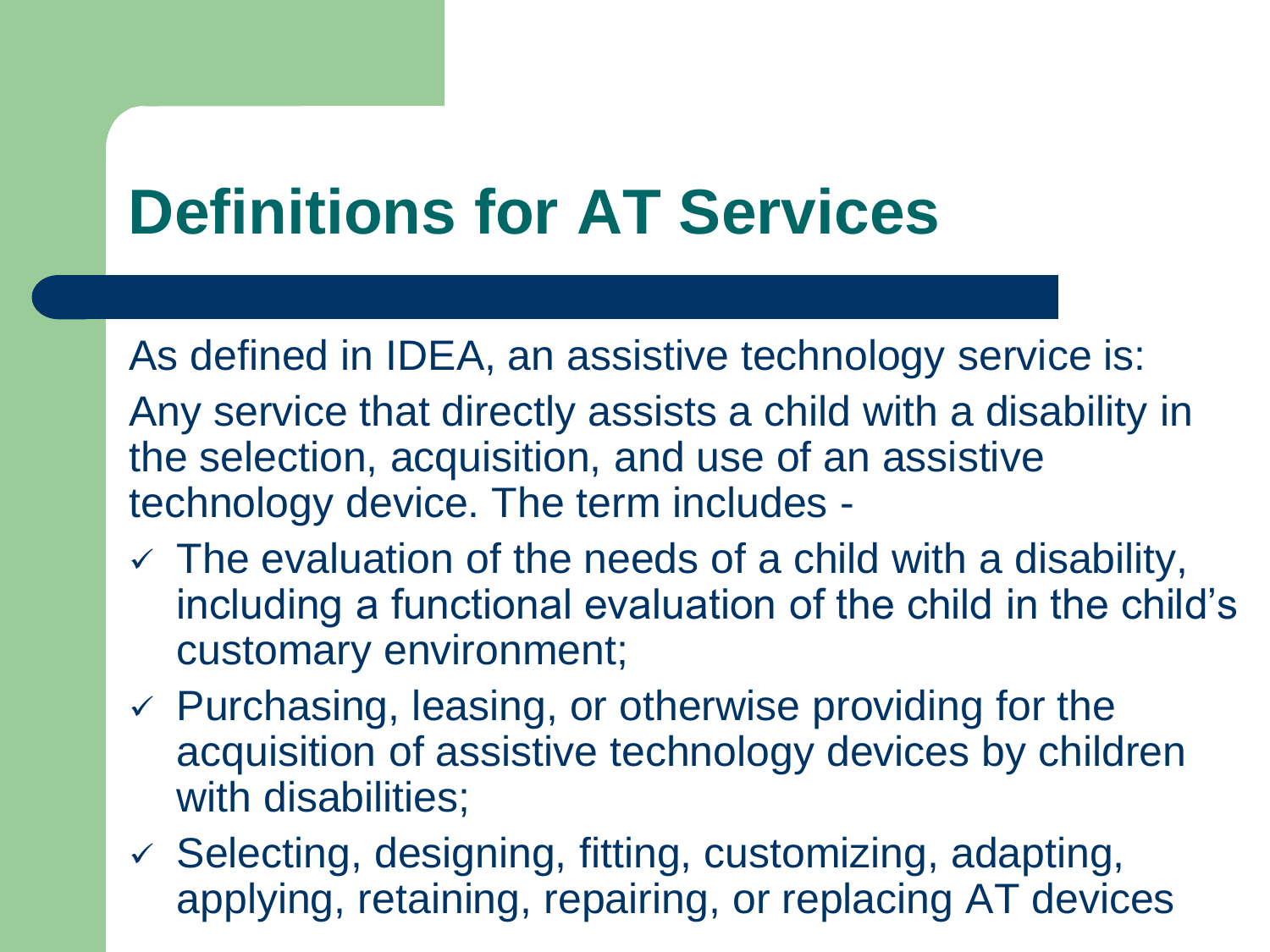# Definitions for AT Services

As defined in IDEA, an assistive technology service is:

Any service that directly assists a child with a disability in the selection, acquisition, and use of an assistive technology device. The term includes -

- ✓ The evaluation of the needs of a child with a disability, including a functional evaluation of the child in the child's customary environment;
- ✓ Purchasing, leasing, or otherwise providing for the acquisition of assistive technology devices by children with disabilities;
- ✓ Selecting, designing, fitting, customizing, adapting, applying, retaining, repairing, or replacing AT devices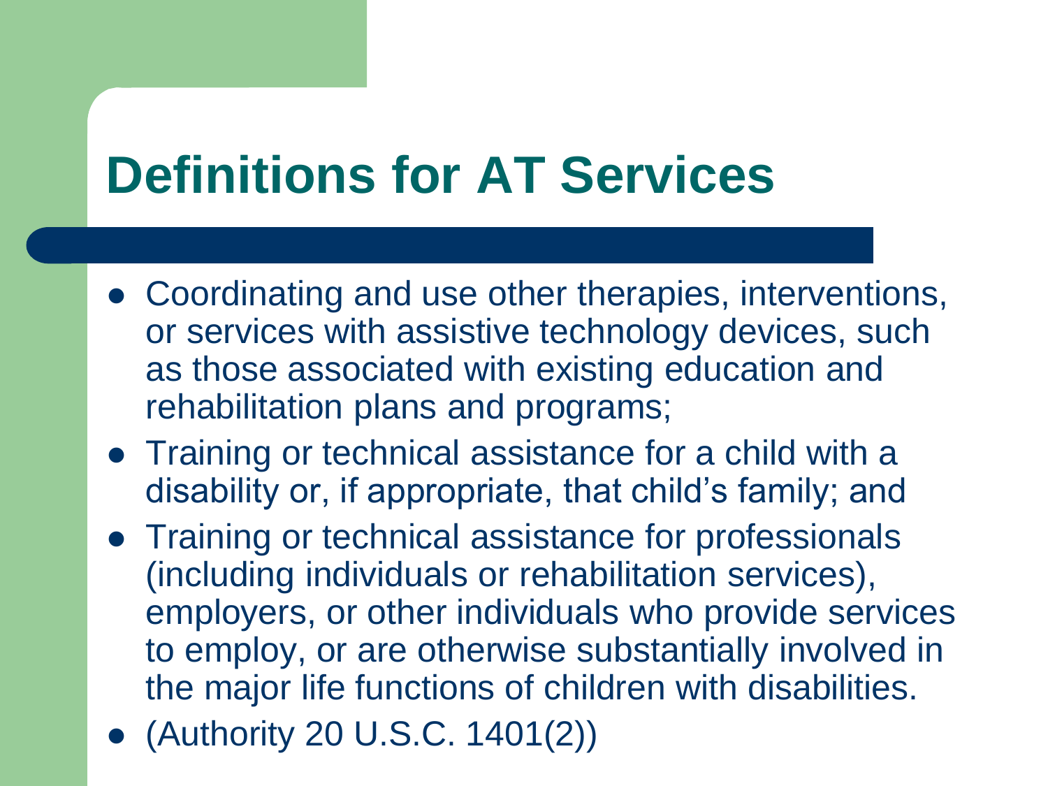# Definitions for AT Services

- Coordinating and use other therapies, interventions, or services with assistive technology devices, such as those associated with existing education and rehabilitation plans and programs;
- Training or technical assistance for a child with a disability or, if appropriate, that child's family; and
- Training or technical assistance for professionals (including individuals or rehabilitation services), employers, or other individuals who provide services to employ, or are otherwise substantially involved in the major life functions of children with disabilities.
- (Authority 20 U.S.C. 1401(2))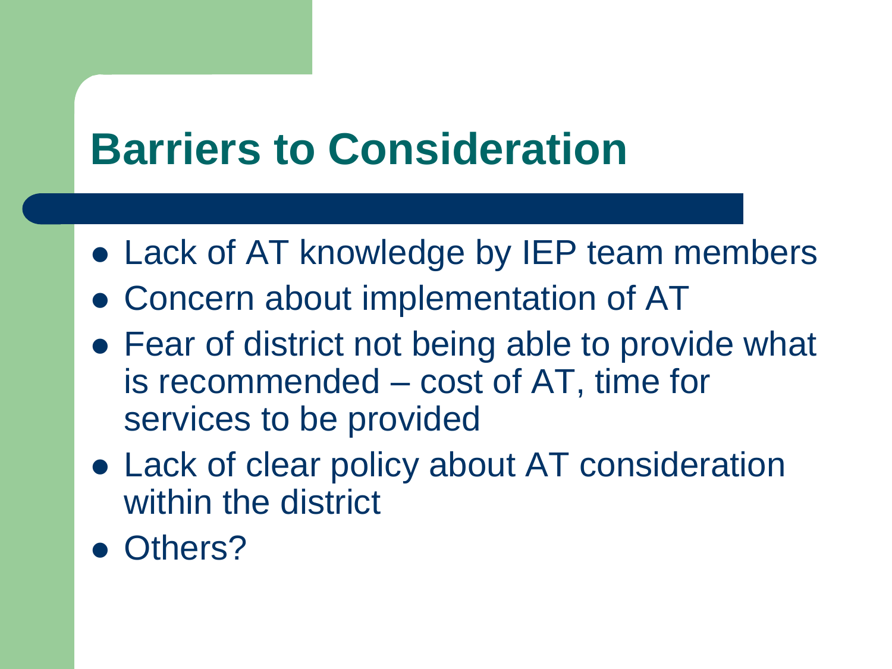# Barriers to Consideration

- Lack of AT knowledge by IEP team members
- Concern about implementation of AT
- Fear of district not being able to provide what is recommended – cost of AT, time for services to be provided
- Lack of clear policy about AT consideration within the district
- Others?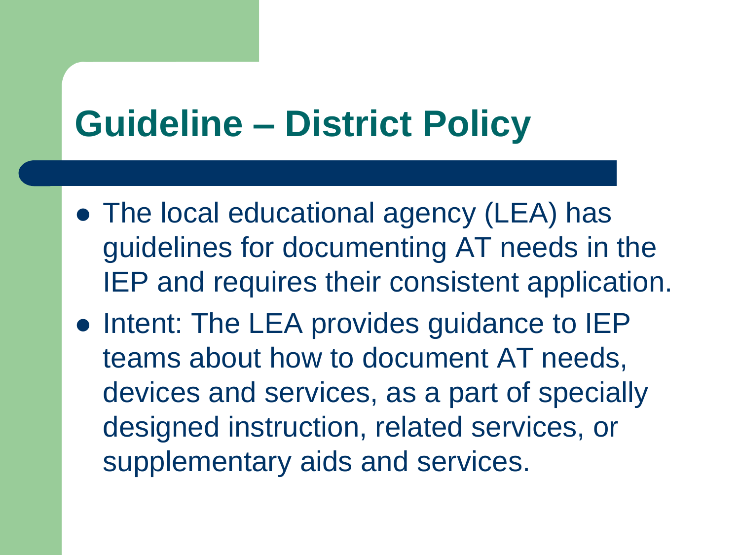# Guideline – District Policy

- The local educational agency (LEA) has guidelines for documenting AT needs in the IEP and requires their consistent application.
- Intent: The LEA provides guidance to IEP teams about how to document AT needs, devices and services, as a part of specially designed instruction, related services, or supplementary aids and services.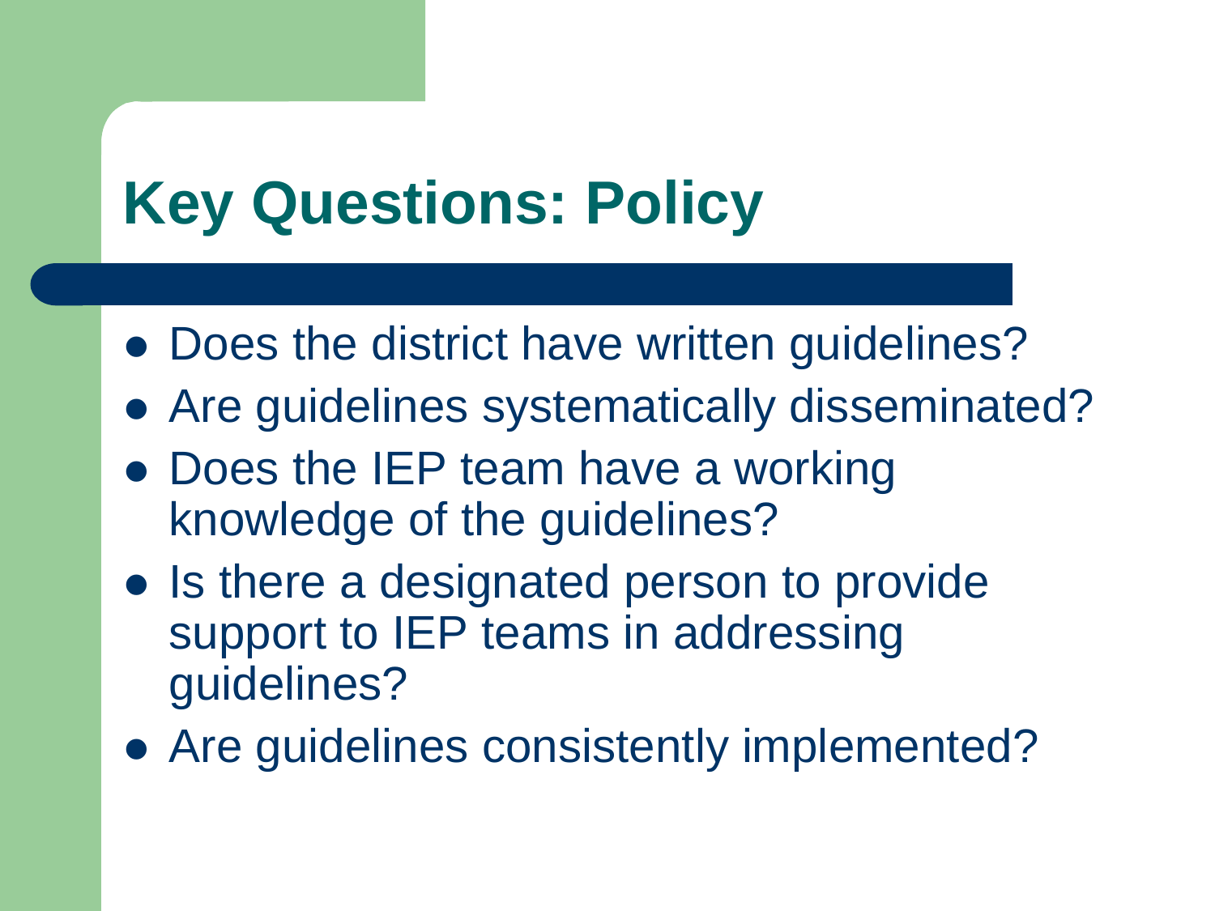# Key Questions: Policy

- Does the district have written guidelines?
- Are guidelines systematically disseminated?
- Does the IEP team have a working knowledge of the guidelines?
- Is there a designated person to provide support to IEP teams in addressing guidelines?
- Are guidelines consistently implemented?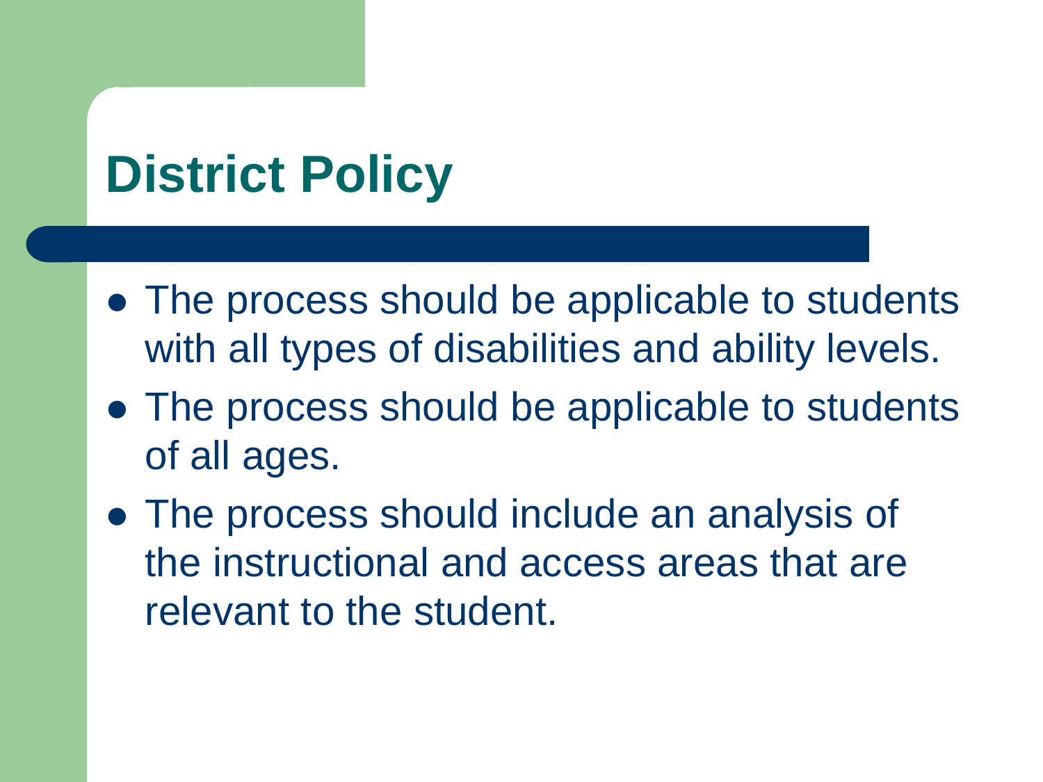# District Policy

- The process should be applicable to students with all types of disabilities and ability levels.
- The process should be applicable to students of all ages.
- The process should include an analysis of the instructional and access areas that are relevant to the student.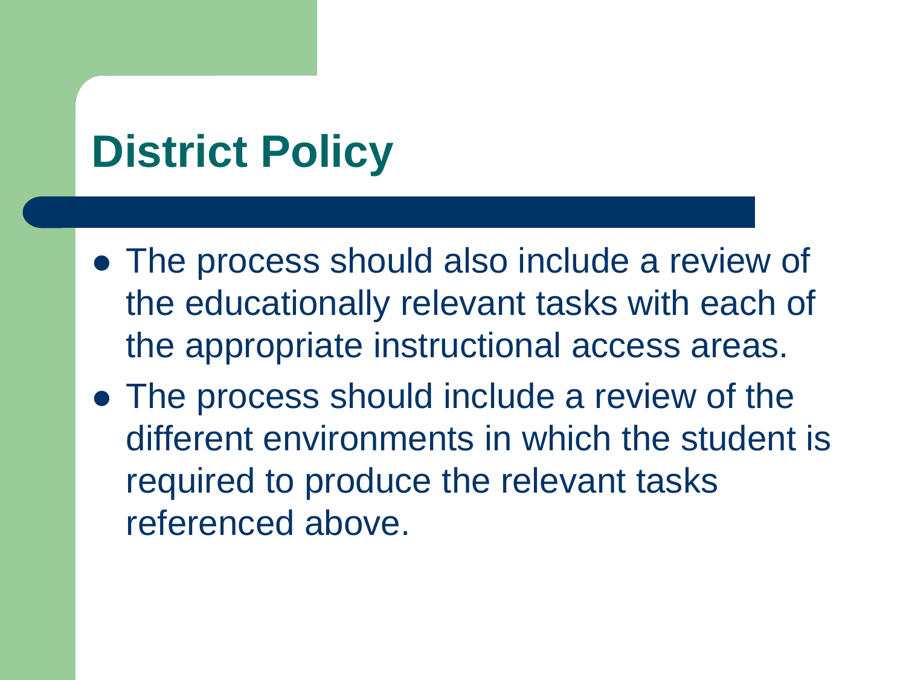# District Policy

- The process should also include a review of the educationally relevant tasks with each of the appropriate instructional access areas.
- The process should include a review of the different environments in which the student is required to produce the relevant tasks referenced above.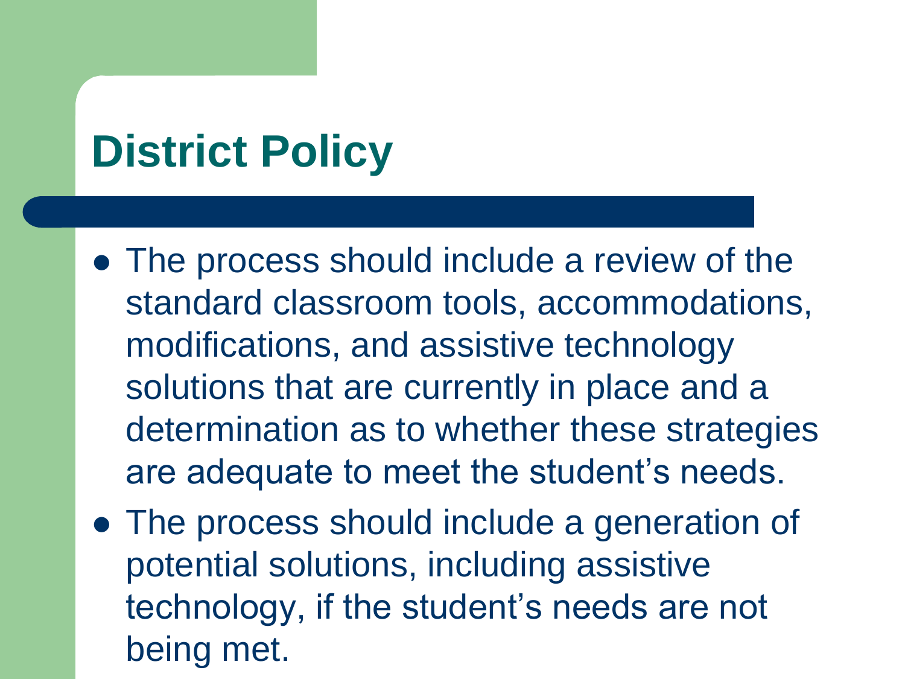# District Policy

- The process should include a review of the standard classroom tools, accommodations, modifications, and assistive technology solutions that are currently in place and a determination as to whether these strategies are adequate to meet the student's needs.
- The process should include a generation of potential solutions, including assistive technology, if the student's needs are not being met.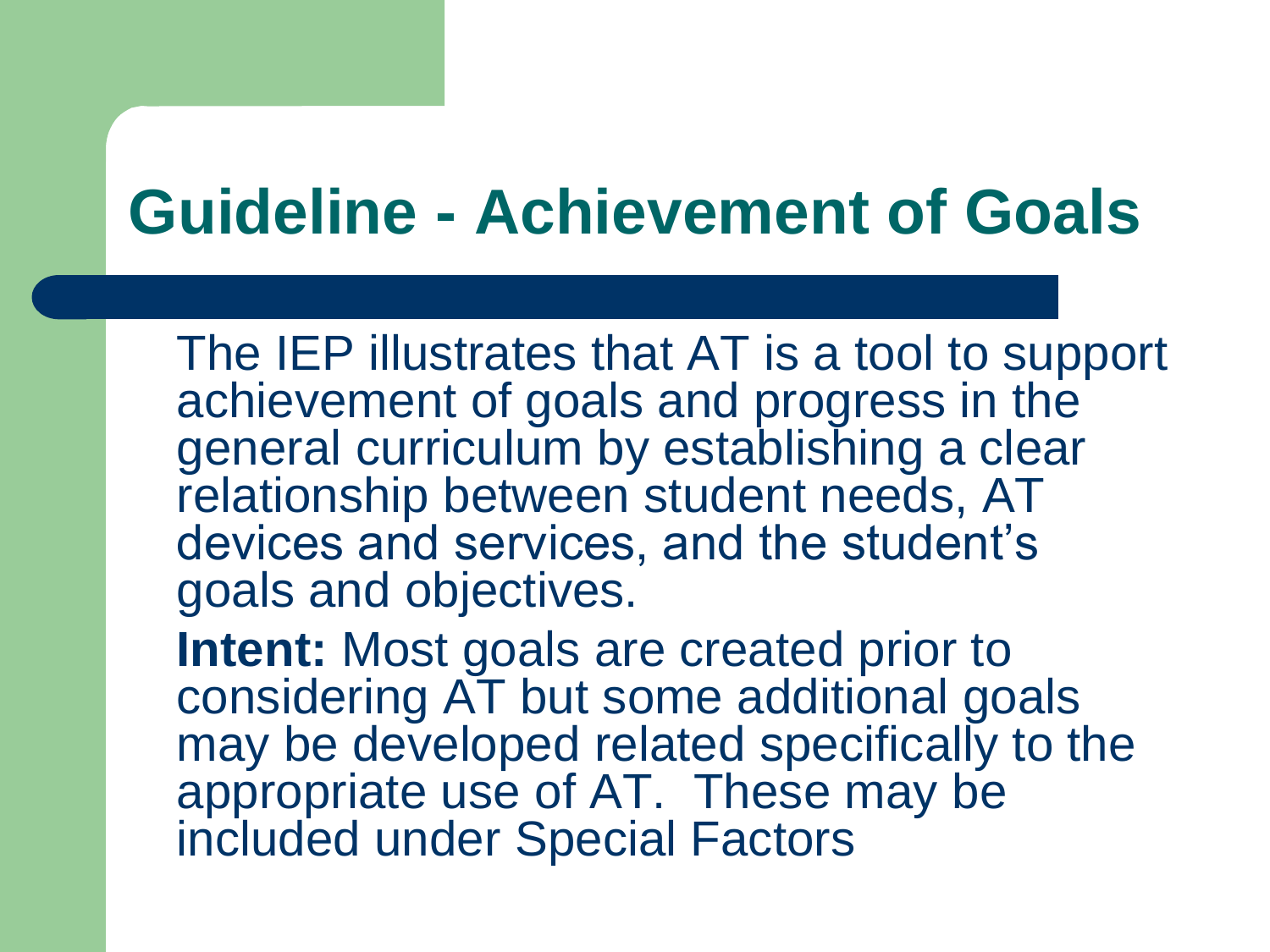# Guideline - Achievement of Goals

The IEP illustrates that AT is a tool to support achievement of goals and progress in the general curriculum by establishing a clear relationship between student needs, AT devices and services, and the student's goals and objectives.

**Intent:** Most goals are created prior to considering AT but some additional goals may be developed related specifically to the appropriate use of AT. These may be included under Special Factors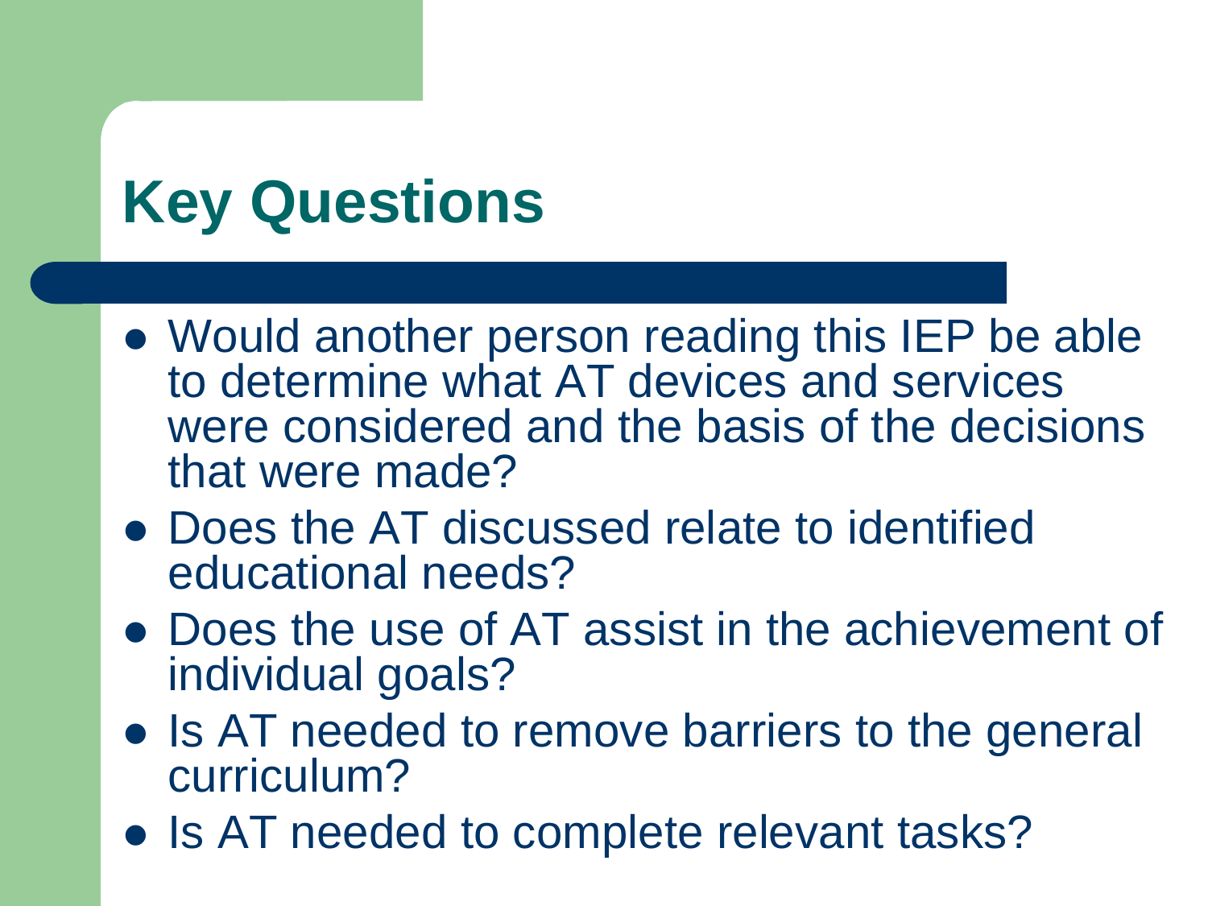# Key Questions

- Would another person reading this IEP be able to determine what AT devices and services were considered and the basis of the decisions that were made?
- Does the AT discussed relate to identified educational needs?
- Does the use of AT assist in the achievement of individual goals?
- Is AT needed to remove barriers to the general curriculum?
- Is AT needed to complete relevant tasks?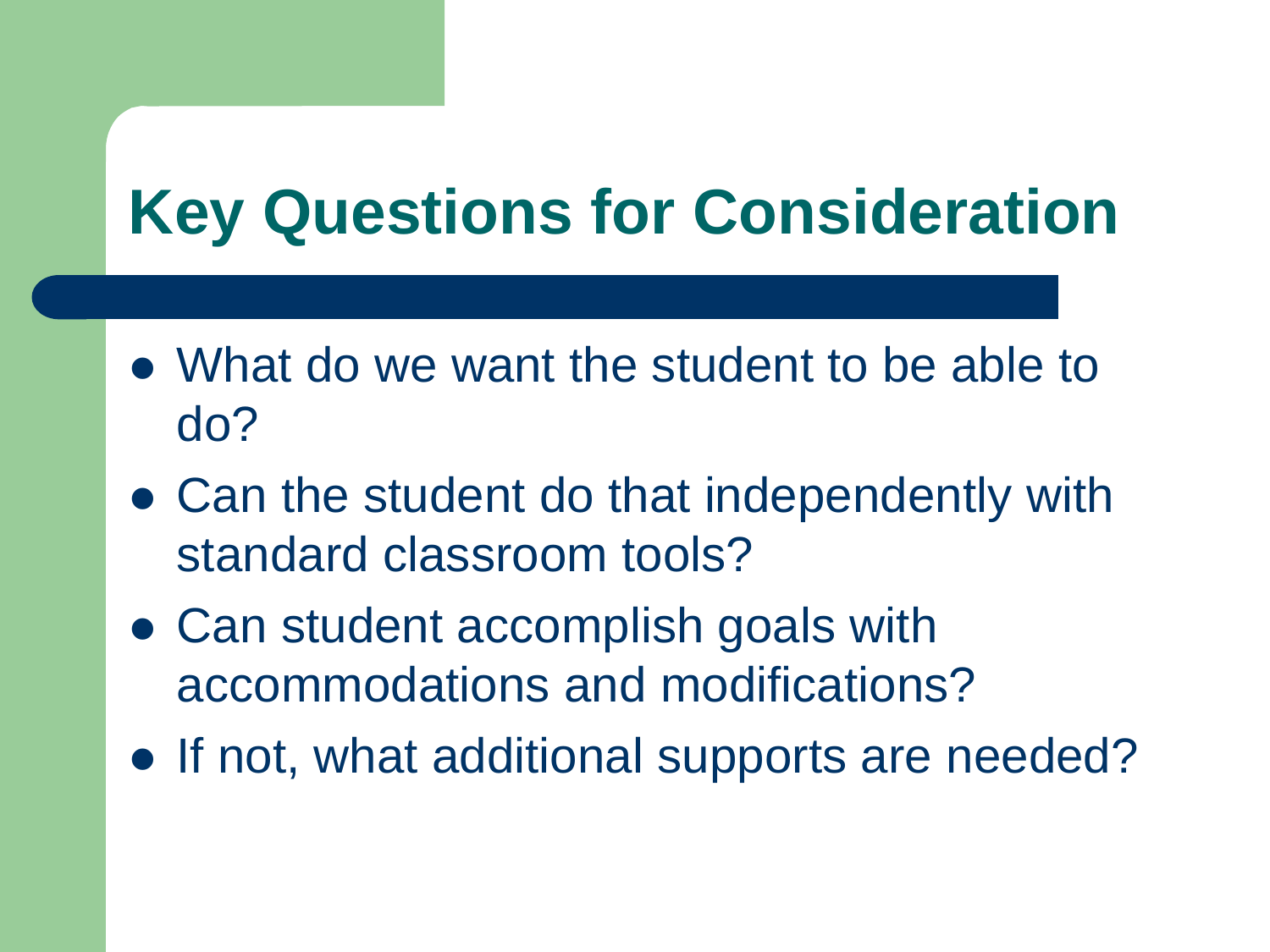# Key Questions for Consideration

- What do we want the student to be able to do?
- Can the student do that independently with standard classroom tools?
- Can student accomplish goals with accommodations and modifications?
- If not, what additional supports are needed?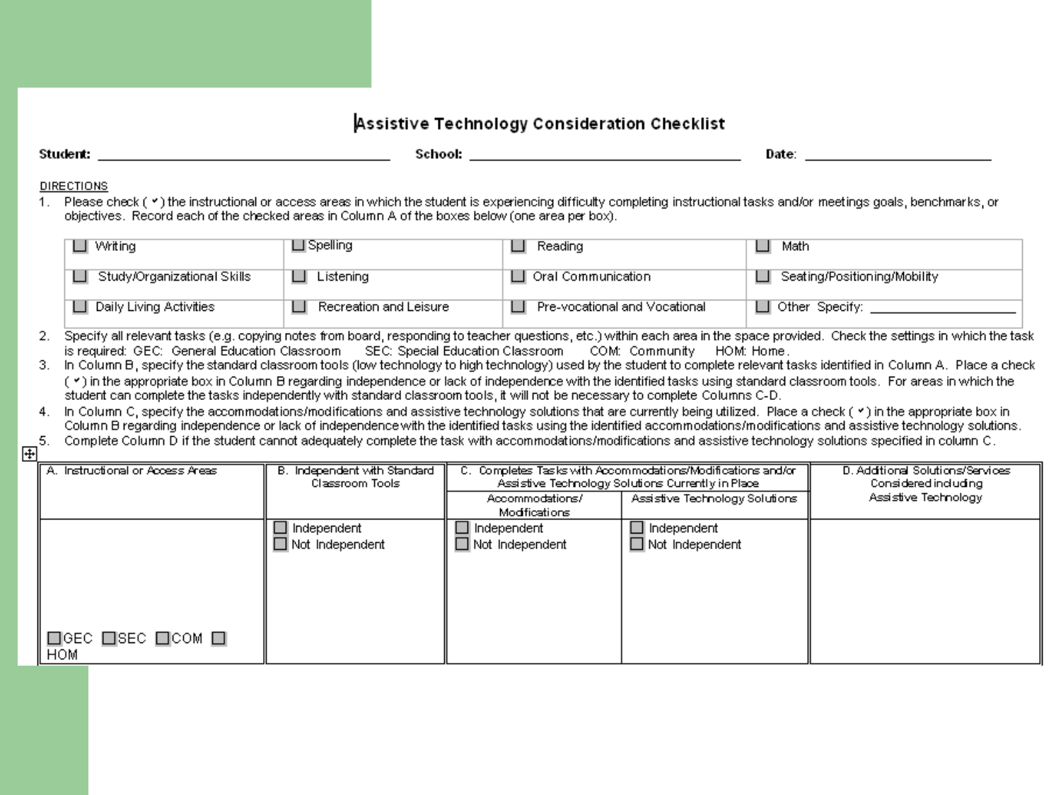# Assistive Technology Consideration Checklist

**Student:** ______________________________ **School:** ______________________________ **Date:** ____________________

DIRECTIONS

1. Please check ( ✓ ) the instructional or access areas in which the student is experiencing difficulty completing instructional tasks and/or meetings goals, benchmarks, or objectives. Record each of the checked areas in Column A of the boxes below (one area per box).

| | | | |
|---|---|---|---|
| ☐ Writing | ☐ Spelling | ☐ Reading | ☐ Math |
| ☐ Study/Organizational Skills | ☐ Listening | ☐ Oral Communication | ☐ Seating/Positioning/Mobility |
| ☐ Daily Living Activities | ☐ Recreation and Leisure | ☐ Pre-vocational and Vocational | ☐ Other Specify: ________________ |

2. Specify all relevant tasks (e.g. copying notes from board, responding to teacher questions, etc.) within each area in the space provided. Check the settings in which the task is required: GEC: General Education Classroom SEC: Special Education Classroom COM: Community HOM: Home.
3. In Column B, specify the standard classroom tools (low technology to high technology) used by the student to complete relevant tasks identified in Column A. Place a check ( ✓ ) in the appropriate box in Column B regarding independence or lack of independence with the identified tasks using standard classroom tools. For areas in which the student can complete the tasks independently with standard classroom tools, it will not be necessary to complete Columns C-D.
4. In Column C, specify the accommodations/modifications and assistive technology solutions that are currently being utilized. Place a check ( ✓ ) in the appropriate box in Column B regarding independence or lack of independence with the identified tasks using the identified accommodations/modifications and assistive technology solutions.
5. Complete Column D if the student cannot adequately complete the task with accommodations/modifications and assistive technology solutions specified in column C.

| A. Instructional or Access Areas | B. Independent with Standard Classroom Tools | C. Completes Tasks with Accommodations/Modifications and/or Assistive Technology Solutions Currently in Place | | D. Additional Solutions/Services Considered including Assistive Technology |
|---|---|---|---|---|
| | | Accommodations/ Modifications | Assistive Technology Solutions | |
| ☐GEC ☐SEC ☐COM ☐ HOM | ☐ Independent<br>☐ Not Independent | ☐ Independent<br>☐ Not Independent | ☐ Independent<br>☐ Not Independent | |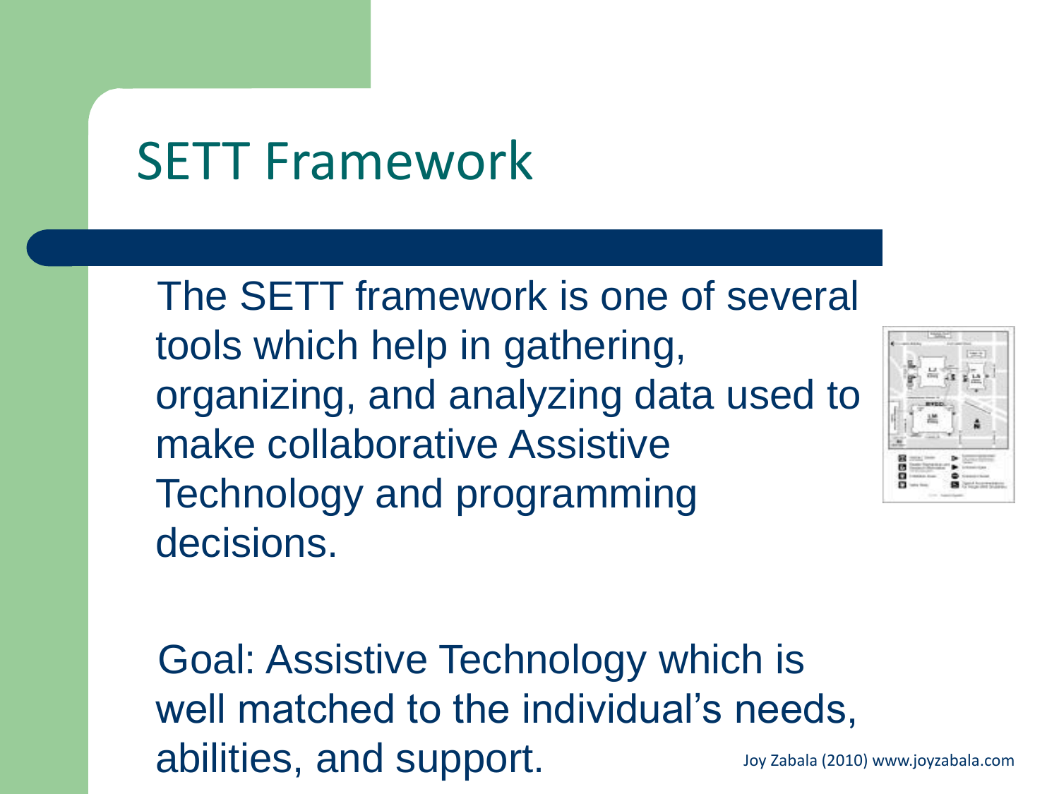# SETT Framework

The SETT framework is one of several tools which help in gathering, organizing, and analyzing data used to make collaborative Assistive Technology and programming decisions.

Goal: Assistive Technology which is well matched to the individual's needs, abilities, and support.

Joy Zabala (2010) www.joyzabala.com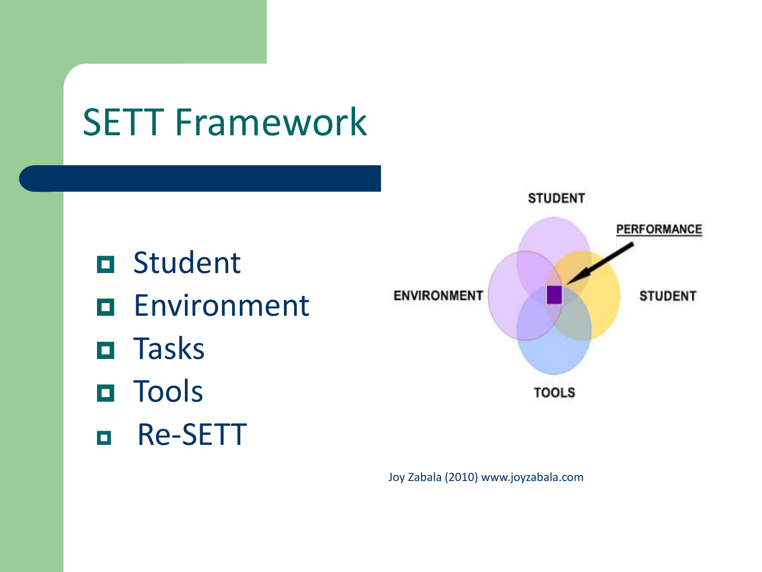# SETT Framework

- Student
- Environment
- Tasks
- Tools
- Re-SETT

STUDENT

PERFORMANCE

ENVIRONMENT

STUDENT

TOOLS

Joy Zabala (2010) www.joyzabala.com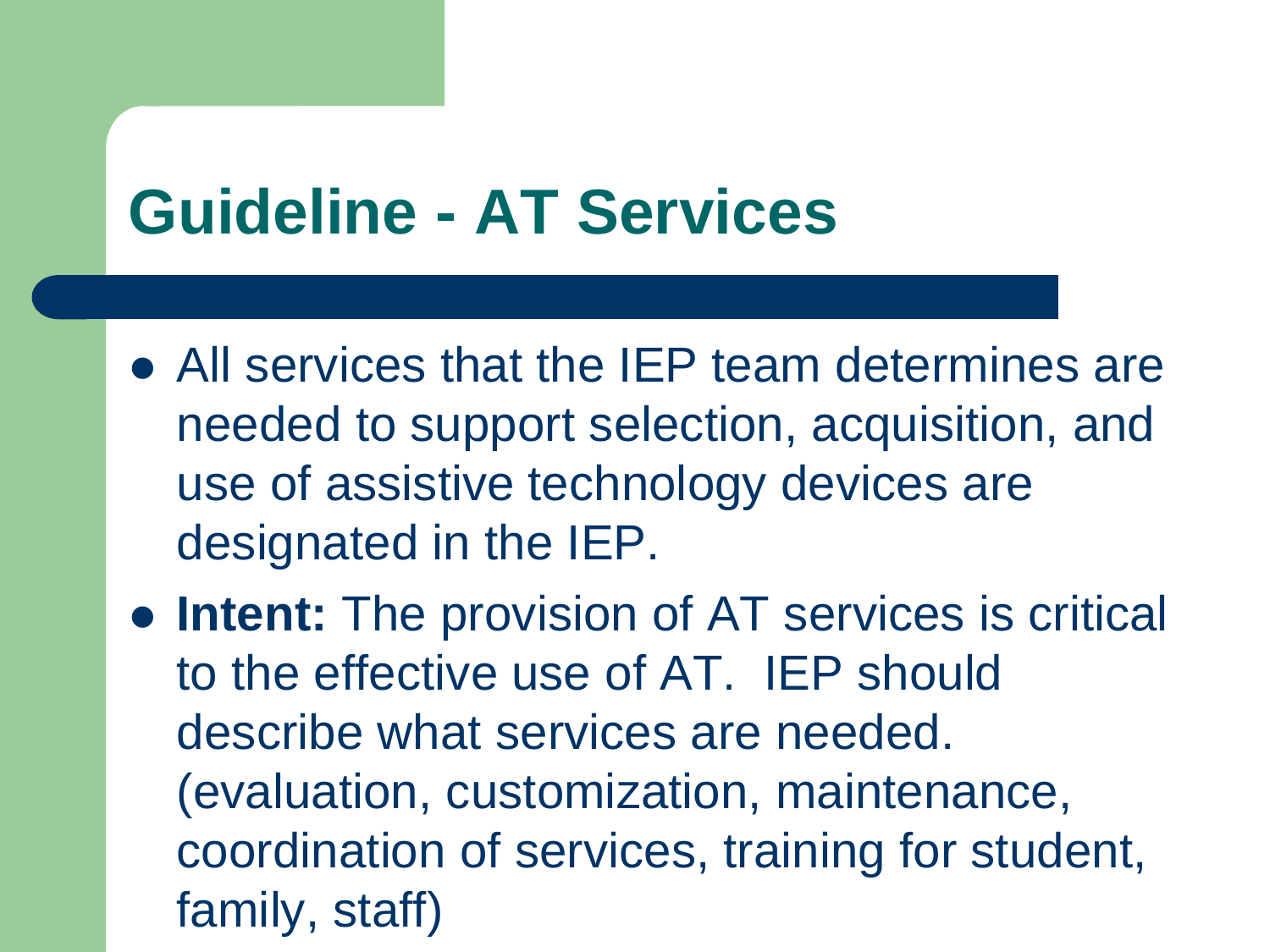# Guideline - AT Services

- All services that the IEP team determines are needed to support selection, acquisition, and use of assistive technology devices are designated in the IEP.
- **Intent:** The provision of AT services is critical to the effective use of AT. IEP should describe what services are needed. (evaluation, customization, maintenance, coordination of services, training for student, family, staff)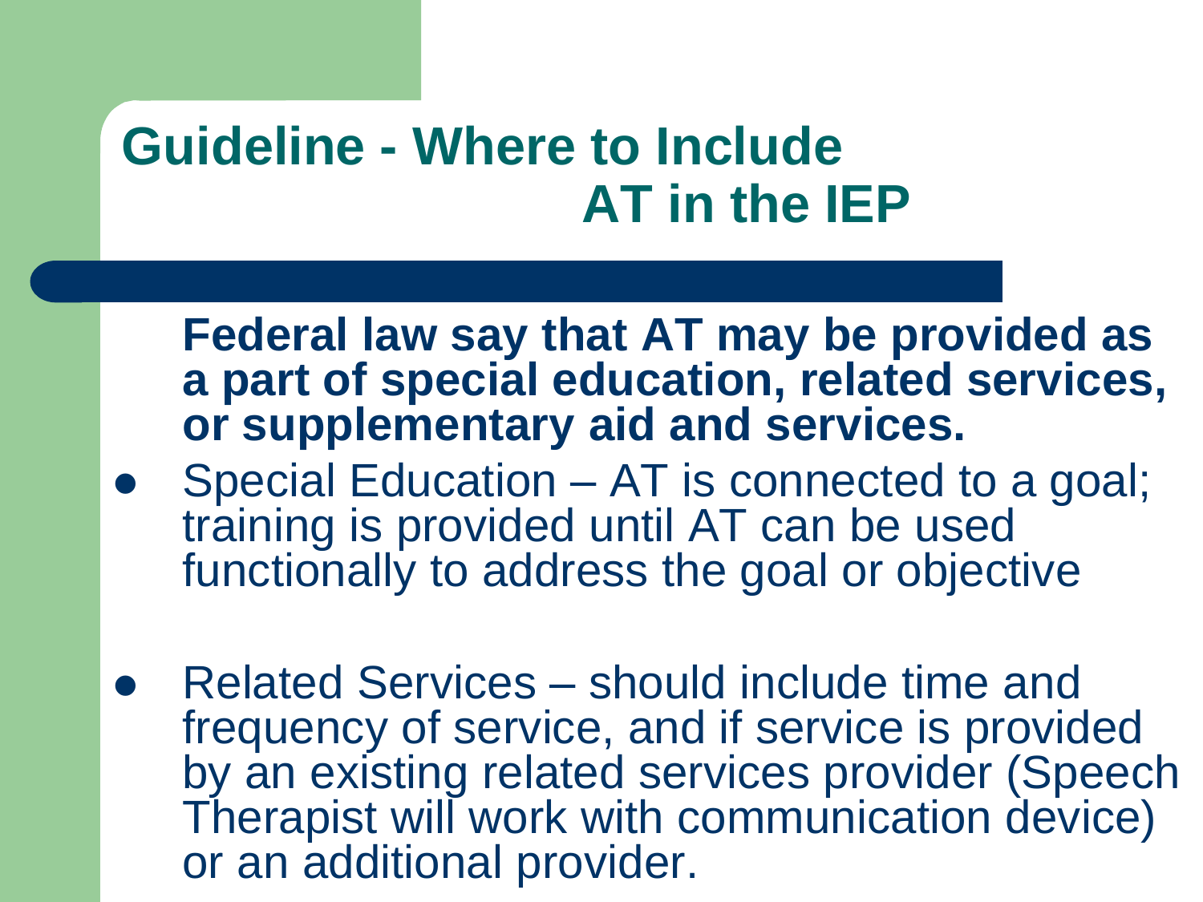# Guideline - Where to Include AT in the IEP

**Federal law say that AT may be provided as a part of special education, related services, or supplementary aid and services.**

- Special Education – AT is connected to a goal; training is provided until AT can be used functionally to address the goal or objective
- Related Services – should include time and frequency of service, and if service is provided by an existing related services provider (Speech Therapist will work with communication device) or an additional provider.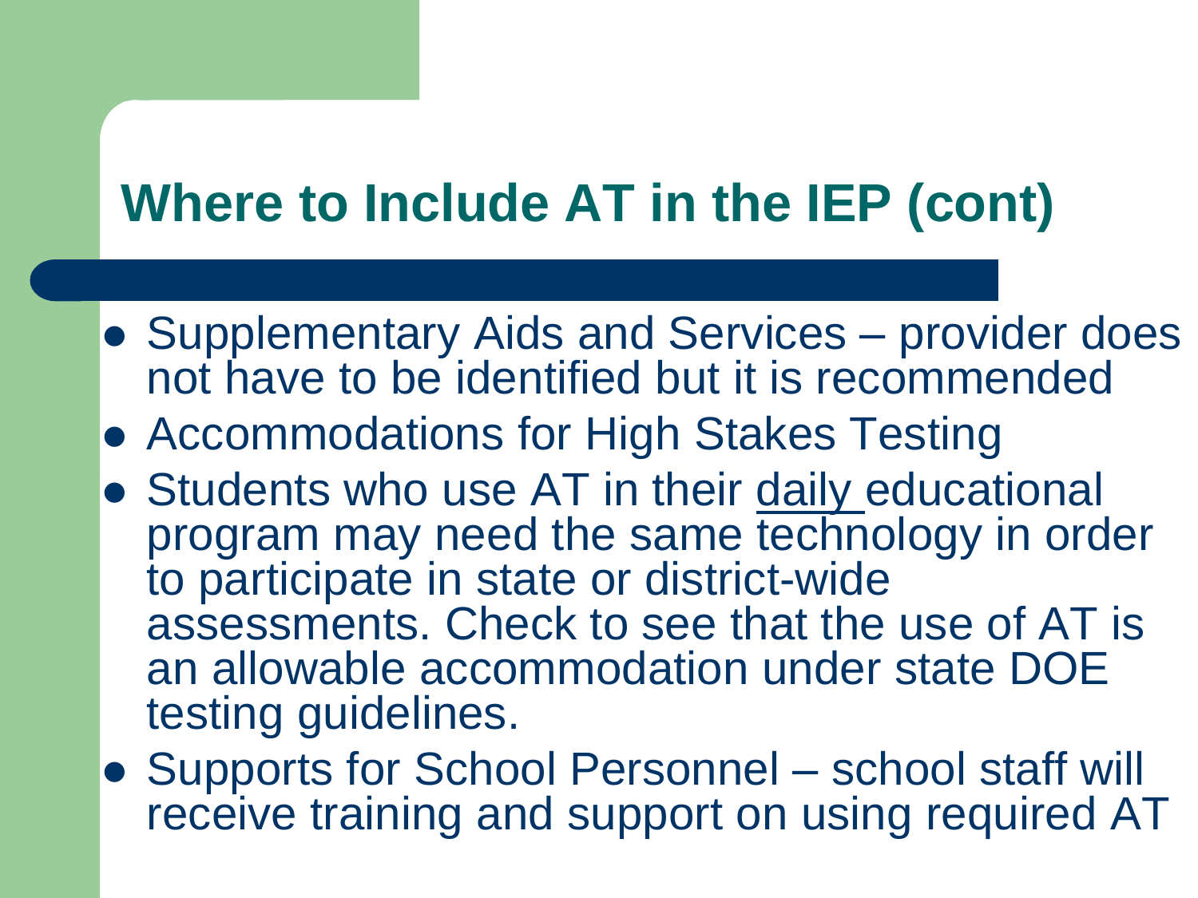## Where to Include AT in the IEP (cont)

- Supplementary Aids and Services – provider does not have to be identified but it is recommended
- Accommodations for High Stakes Testing
- Students who use AT in their daily educational program may need the same technology in order to participate in state or district-wide assessments. Check to see that the use of AT is an allowable accommodation under state DOE testing guidelines.
- Supports for School Personnel – school staff will receive training and support on using required AT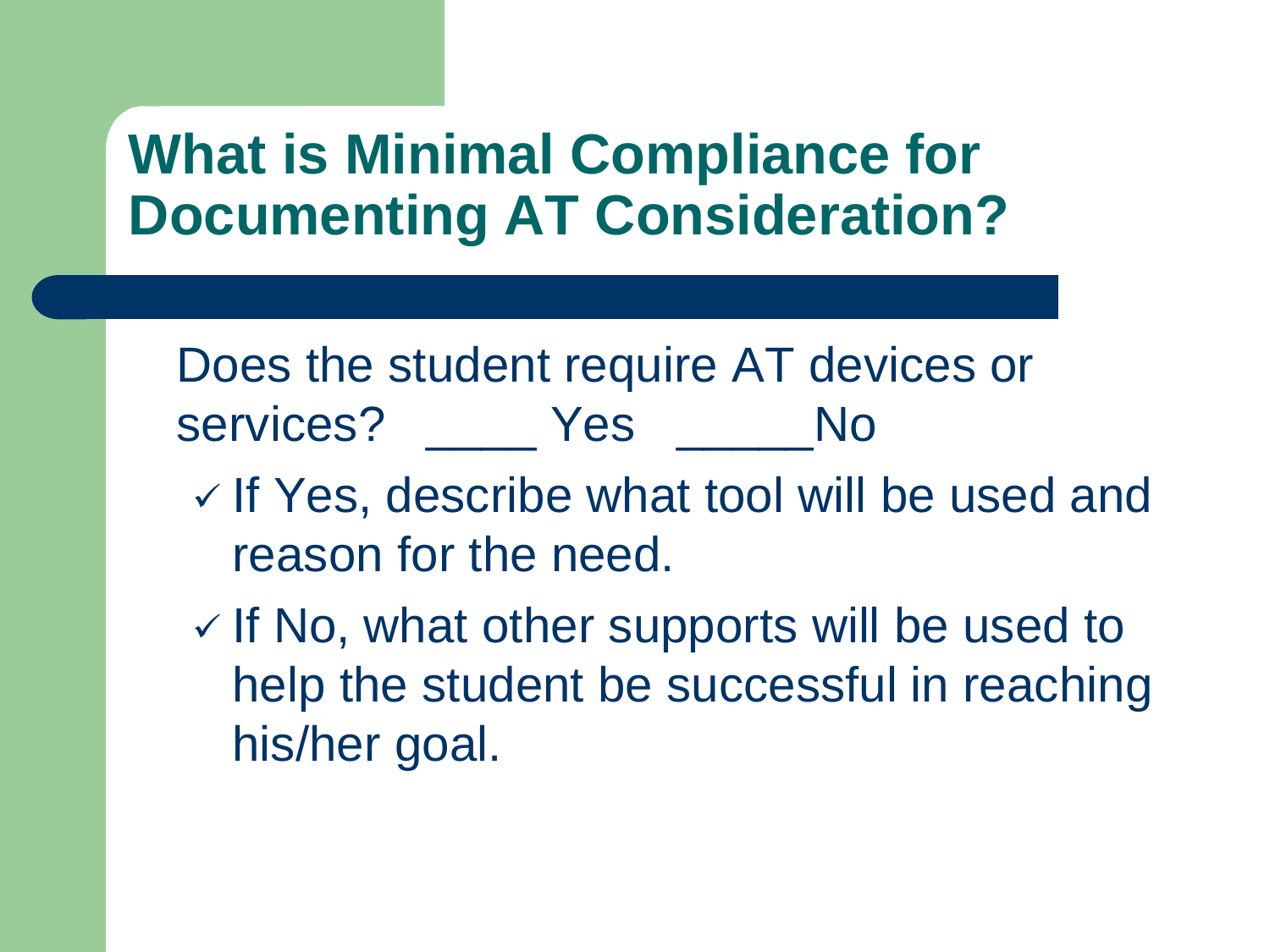# What is Minimal Compliance for Documenting AT Consideration?

Does the student require AT devices or services? ____ Yes _____No

- ✓ If Yes, describe what tool will be used and reason for the need.
- ✓ If No, what other supports will be used to help the student be successful in reaching his/her goal.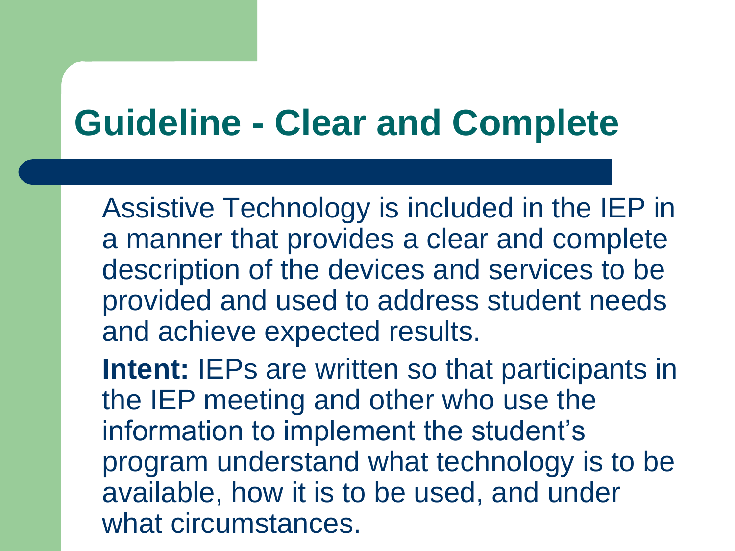# Guideline - Clear and Complete

Assistive Technology is included in the IEP in a manner that provides a clear and complete description of the devices and services to be provided and used to address student needs and achieve expected results.

**Intent:** IEPs are written so that participants in the IEP meeting and other who use the information to implement the student's program understand what technology is to be available, how it is to be used, and under what circumstances.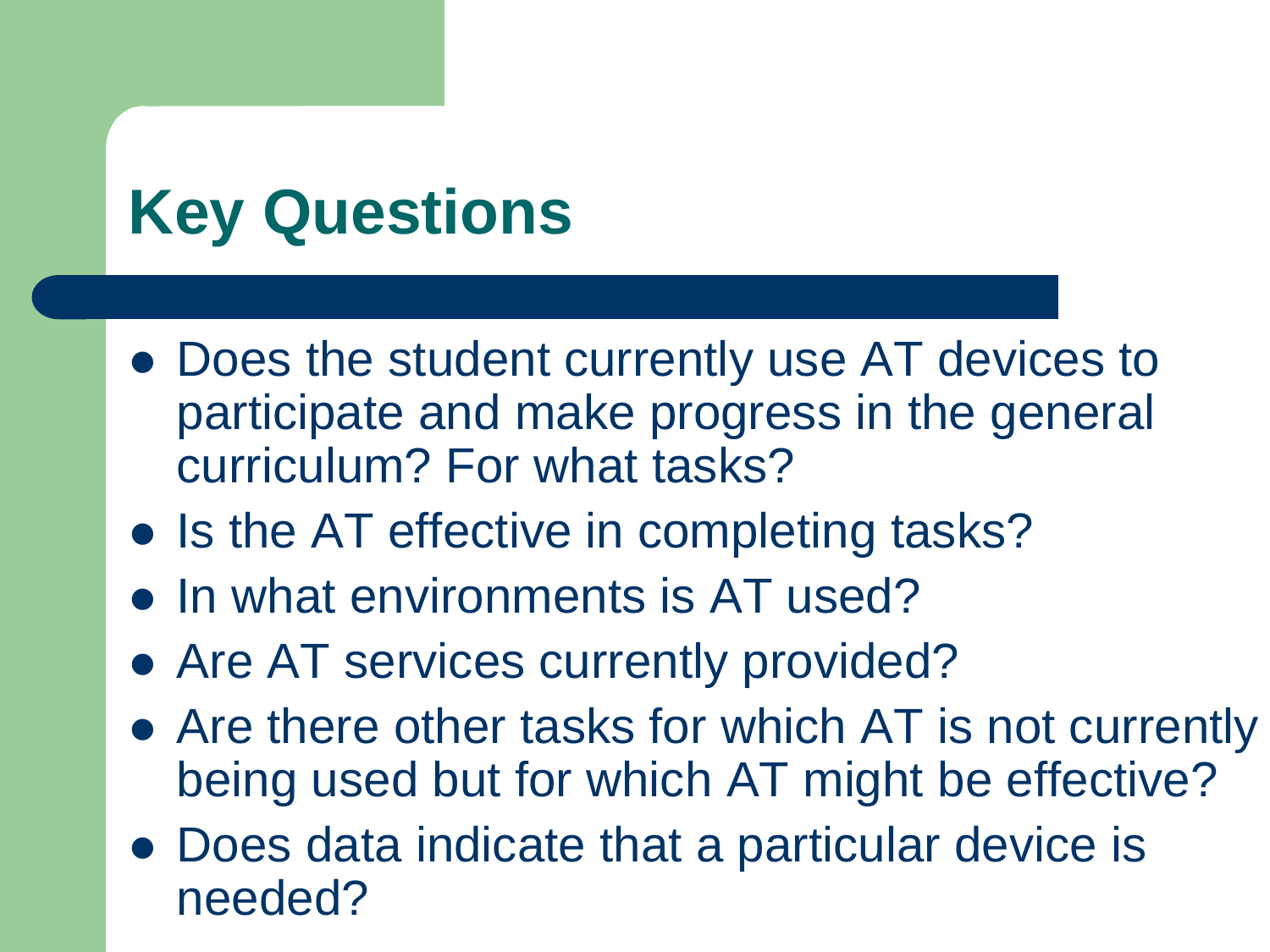# Key Questions

- Does the student currently use AT devices to participate and make progress in the general curriculum? For what tasks?
- Is the AT effective in completing tasks?
- In what environments is AT used?
- Are AT services currently provided?
- Are there other tasks for which AT is not currently being used but for which AT might be effective?
- Does data indicate that a particular device is needed?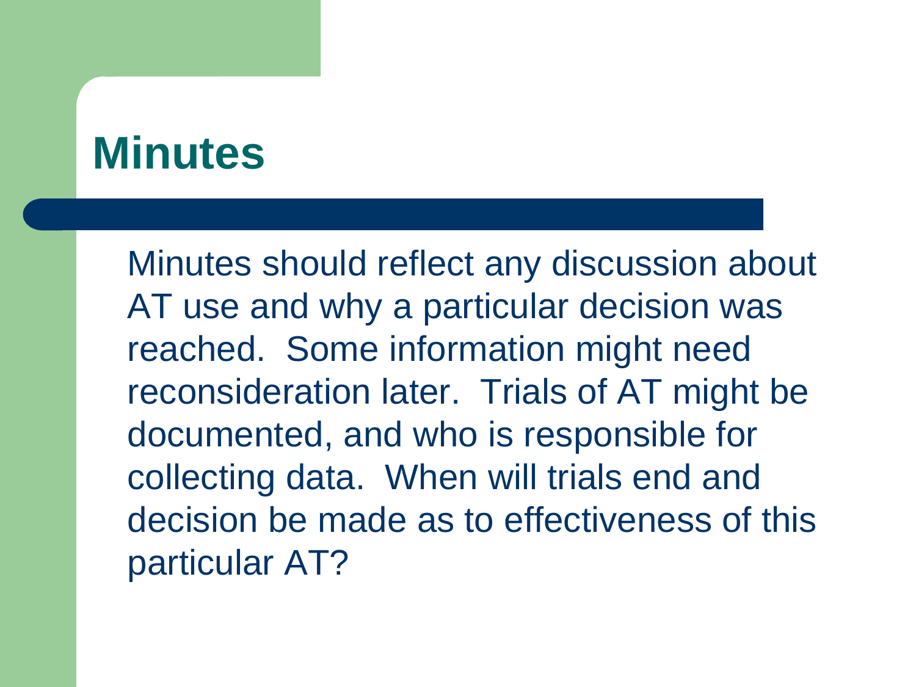# Minutes

Minutes should reflect any discussion about AT use and why a particular decision was reached. Some information might need reconsideration later. Trials of AT might be documented, and who is responsible for collecting data. When will trials end and decision be made as to effectiveness of this particular AT?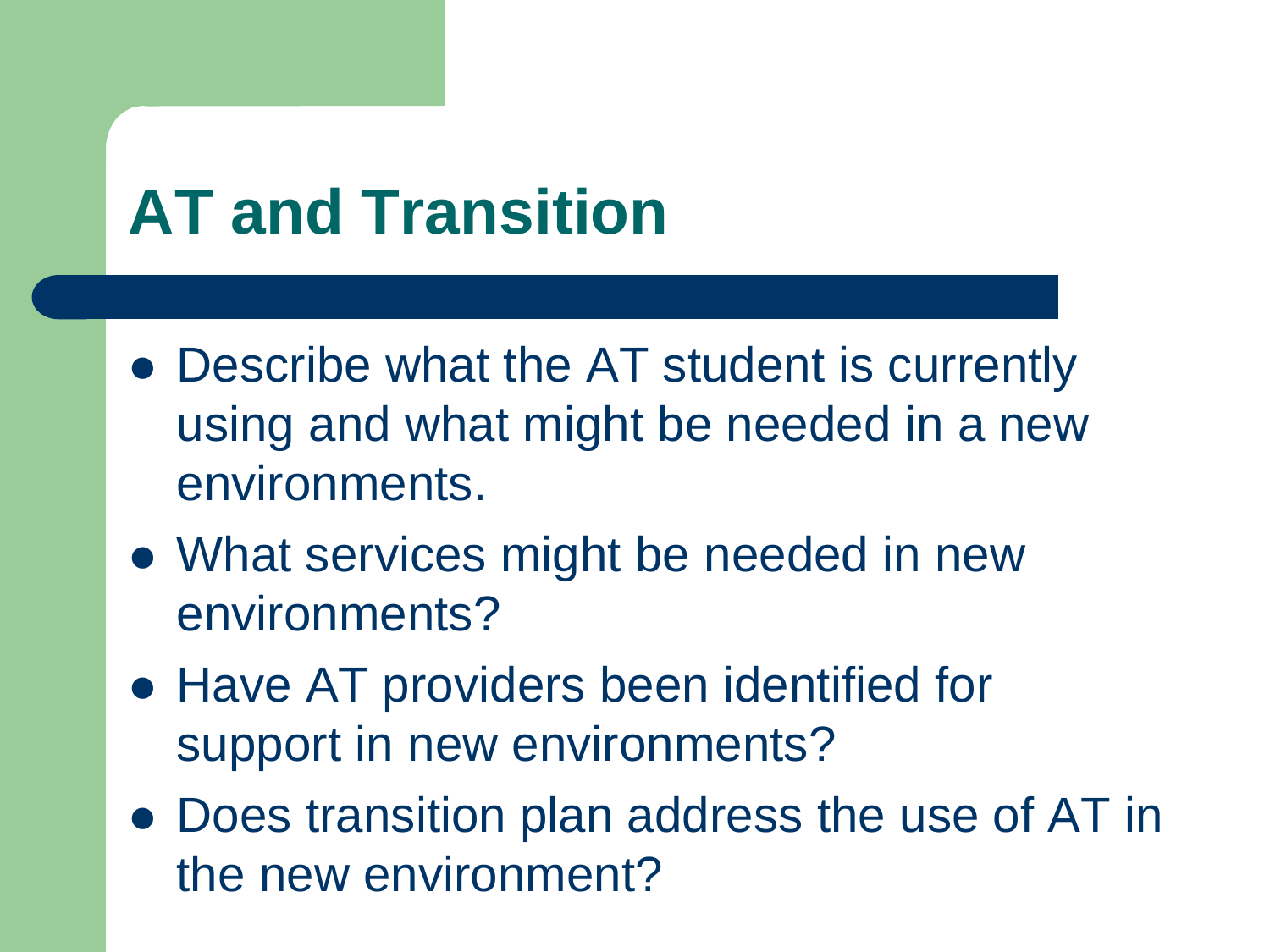# AT and Transition

- Describe what the AT student is currently using and what might be needed in a new environments.
- What services might be needed in new environments?
- Have AT providers been identified for support in new environments?
- Does transition plan address the use of AT in the new environment?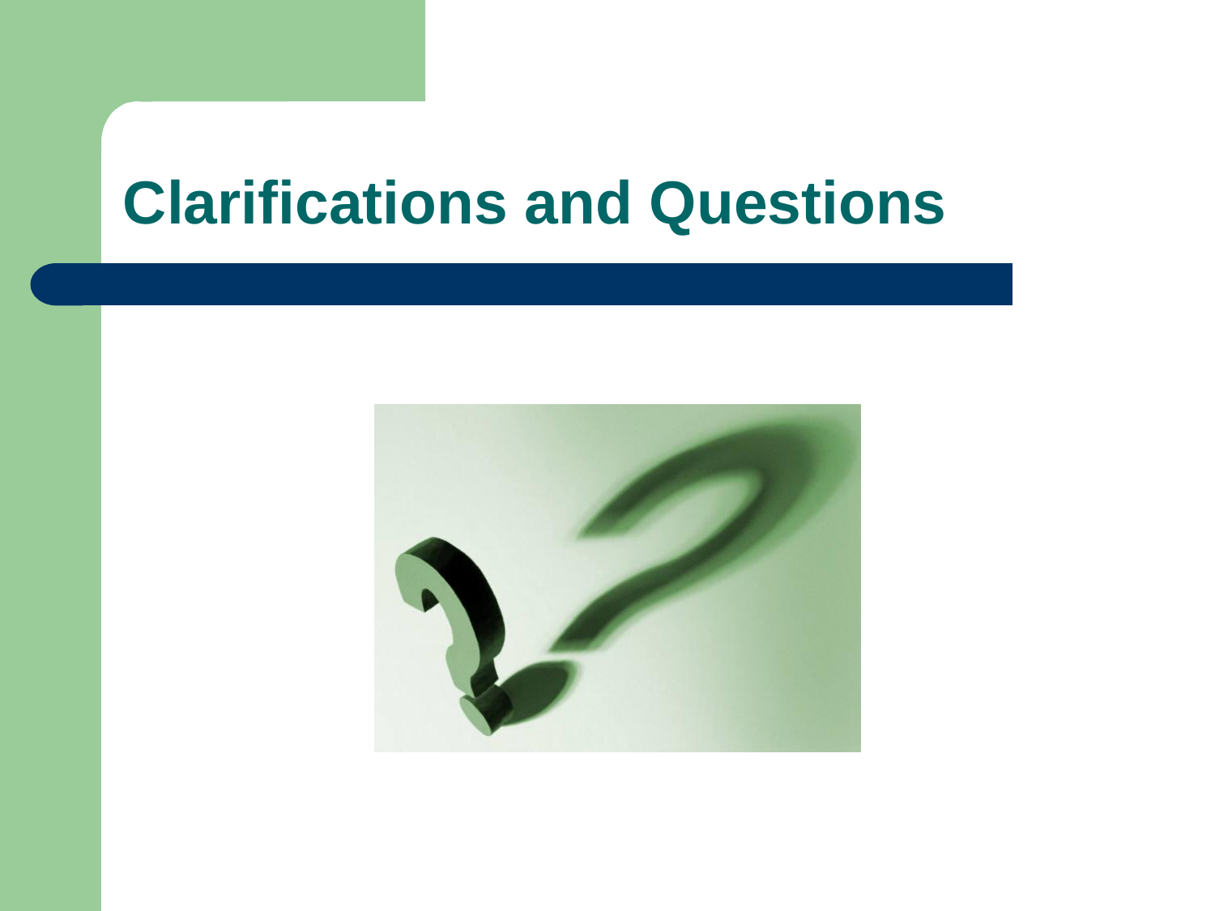# Clarifications and Questions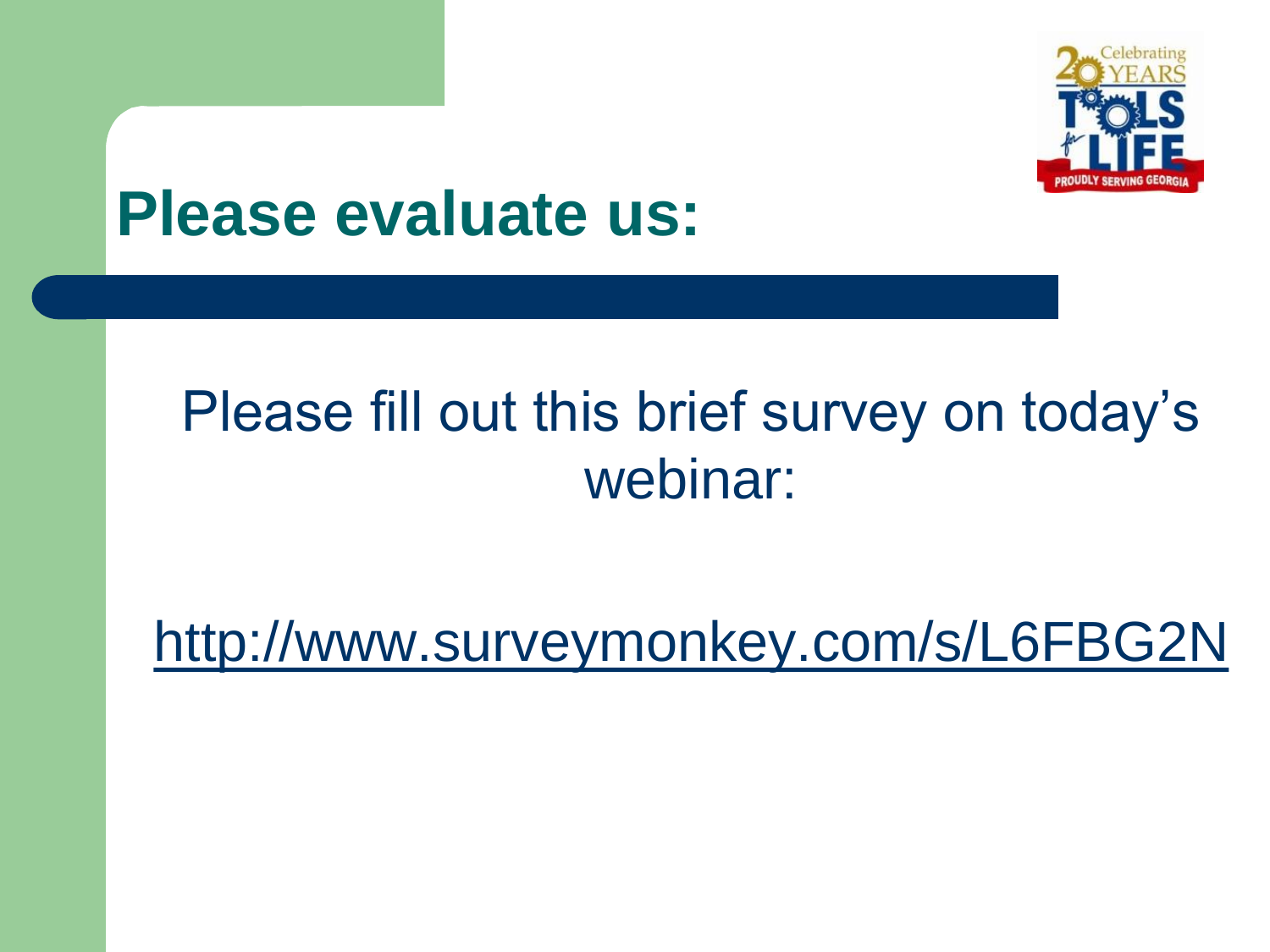# Please evaluate us:

Please fill out this brief survey on today's webinar:

http://www.surveymonkey.com/s/L6FBG2N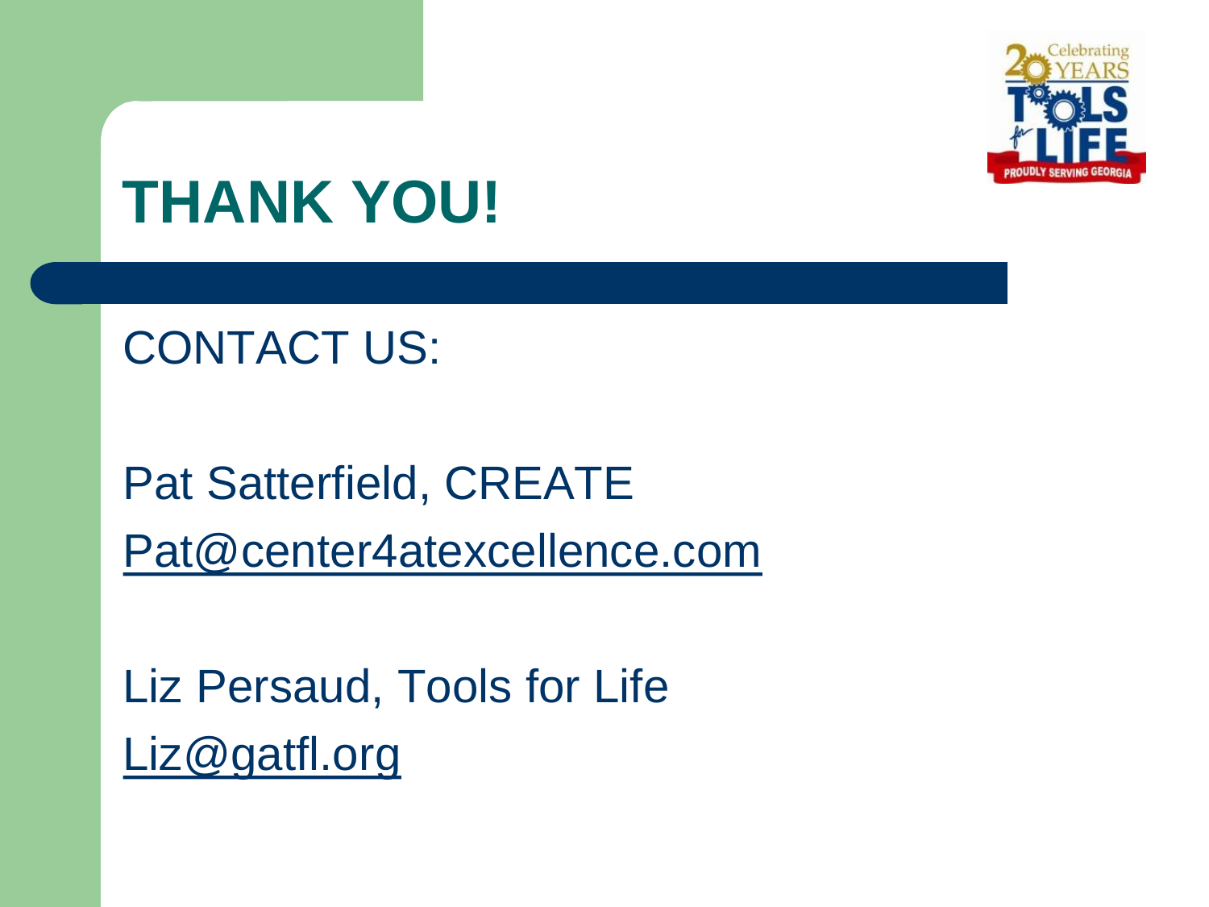# THANK YOU!

CONTACT US:

Pat Satterfield, CREATE
Pat@center4atexcellence.com

Liz Persaud, Tools for Life
Liz@gatfl.org